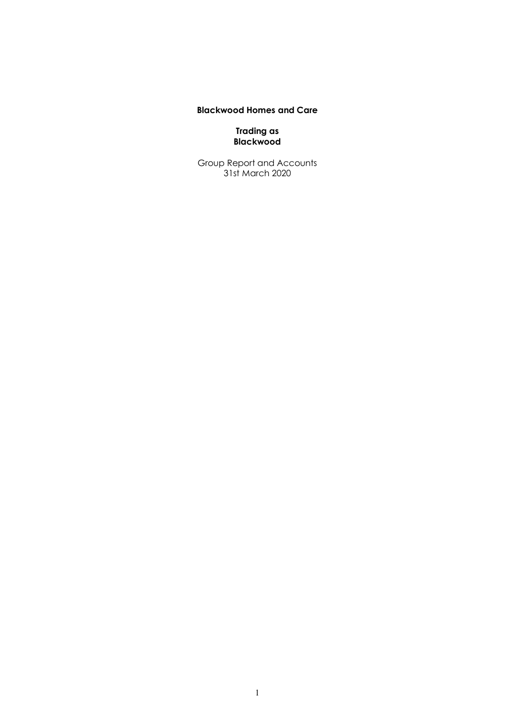**Blackwood Homes and Care**

**Trading as**
**Blackwood**

Group Report and Accounts
31st March 2020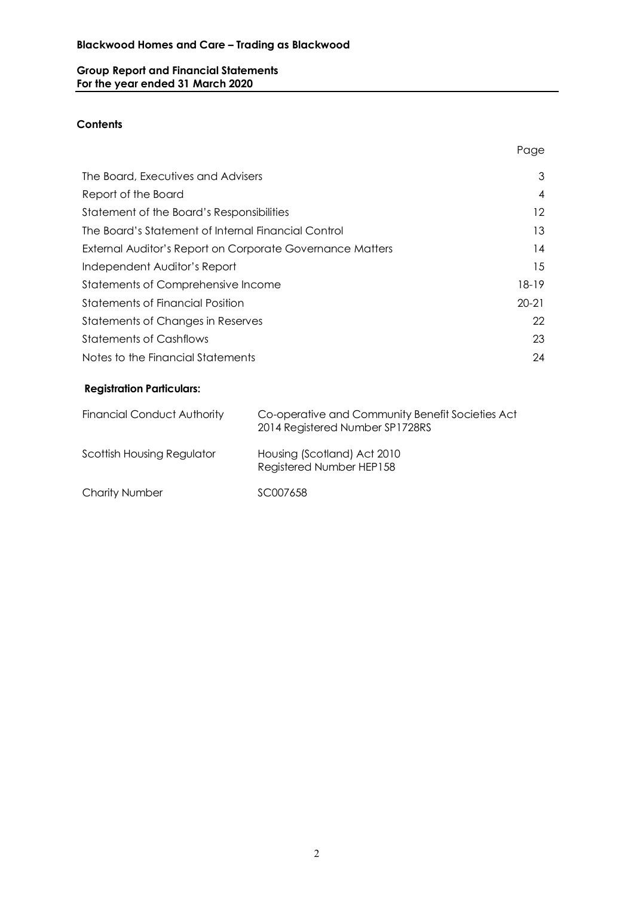**Blackwood Homes and Care – Trading as Blackwood**

**Group Report and Financial Statements**
**For the year ended 31 March 2020**

## Contents

| | Page |
|---|---|
| The Board, Executives and Advisers | 3 |
| Report of the Board | 4 |
| Statement of the Board's Responsibilities | 12 |
| The Board's Statement of Internal Financial Control | 13 |
| External Auditor's Report on Corporate Governance Matters | 14 |
| Independent Auditor's Report | 15 |
| Statements of Comprehensive Income | 18-19 |
| Statements of Financial Position | 20-21 |
| Statements of Changes in Reserves | 22 |
| Statements of Cashflows | 23 |
| Notes to the Financial Statements | 24 |

## Registration Particulars:

| | |
|---|---|
| Financial Conduct Authority | Co-operative and Community Benefit Societies Act 2014 Registered Number SP1728RS |
| Scottish Housing Regulator | Housing (Scotland) Act 2010 Registered Number HEP158 |
| Charity Number | SC007658 |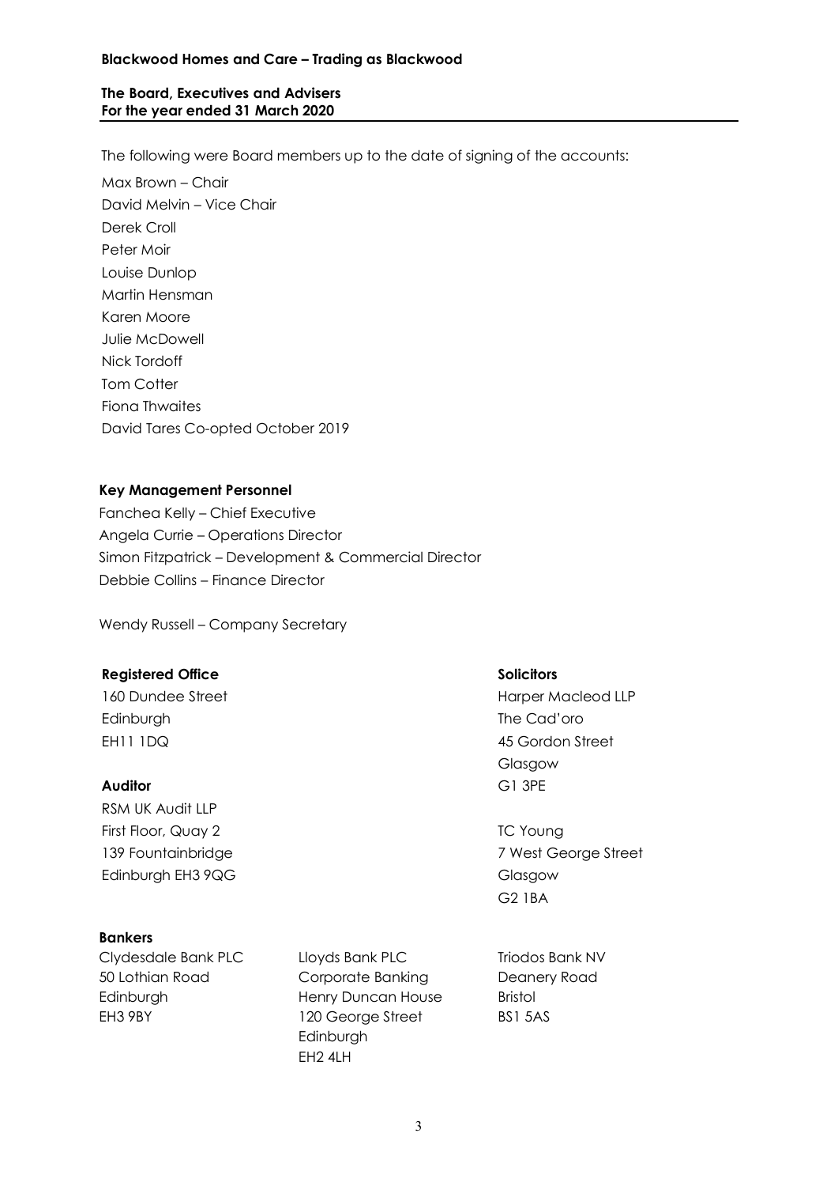**Blackwood Homes and Care – Trading as Blackwood**

**The Board, Executives and Advisers**
**For the year ended 31 March 2020**

The following were Board members up to the date of signing of the accounts:

Max Brown – Chair
David Melvin – Vice Chair
Derek Croll
Peter Moir
Louise Dunlop
Martin Hensman
Karen Moore
Julie McDowell
Nick Tordoff
Tom Cotter
Fiona Thwaites
David Tares Co-opted October 2019

**Key Management Personnel**

Fanchea Kelly – Chief Executive
Angela Currie – Operations Director
Simon Fitzpatrick – Development & Commercial Director
Debbie Collins – Finance Director

Wendy Russell – Company Secretary

**Registered Office**

160 Dundee Street
Edinburgh
EH11 1DQ

**Auditor**

RSM UK Audit LLP
First Floor, Quay 2
139 Fountainbridge
Edinburgh EH3 9QG

**Solicitors**

Harper Macleod LLP
The Cad'oro
45 Gordon Street
Glasgow
G1 3PE

TC Young
7 West George Street
Glasgow
G2 1BA

**Bankers**

Clydesdale Bank PLC
50 Lothian Road
Edinburgh
EH3 9BY

Lloyds Bank PLC
Corporate Banking
Henry Duncan House
120 George Street
Edinburgh
EH2 4LH

Triodos Bank NV
Deanery Road
Bristol
BS1 5AS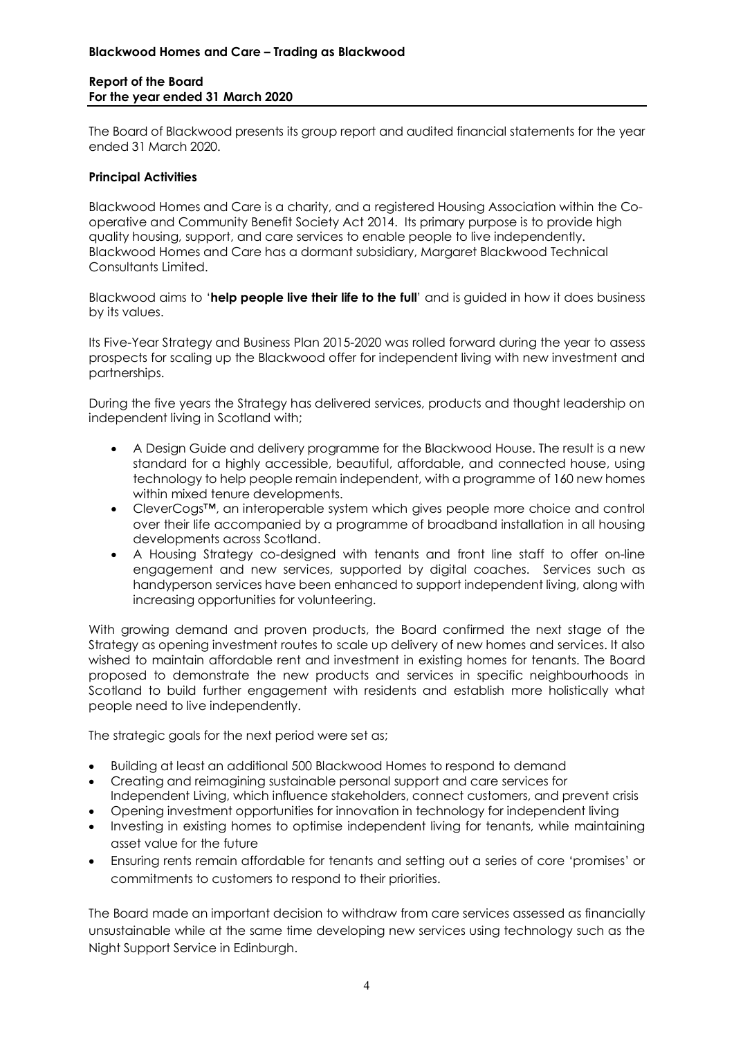**Blackwood Homes and Care – Trading as Blackwood**

**Report of the Board**
**For the year ended 31 March 2020**

The Board of Blackwood presents its group report and audited financial statements for the year ended 31 March 2020.

**Principal Activities**

Blackwood Homes and Care is a charity, and a registered Housing Association within the Co-operative and Community Benefit Society Act 2014. Its primary purpose is to provide high quality housing, support, and care services to enable people to live independently. Blackwood Homes and Care has a dormant subsidiary, Margaret Blackwood Technical Consultants Limited.

Blackwood aims to '**help people live their life to the full**' and is guided in how it does business by its values.

Its Five-Year Strategy and Business Plan 2015-2020 was rolled forward during the year to assess prospects for scaling up the Blackwood offer for independent living with new investment and partnerships.

During the five years the Strategy has delivered services, products and thought leadership on independent living in Scotland with;

- A Design Guide and delivery programme for the Blackwood House. The result is a new standard for a highly accessible, beautiful, affordable, and connected house, using technology to help people remain independent, with a programme of 160 new homes within mixed tenure developments.
- CleverCogs™, an interoperable system which gives people more choice and control over their life accompanied by a programme of broadband installation in all housing developments across Scotland.
- A Housing Strategy co-designed with tenants and front line staff to offer on-line engagement and new services, supported by digital coaches. Services such as handyperson services have been enhanced to support independent living, along with increasing opportunities for volunteering.

With growing demand and proven products, the Board confirmed the next stage of the Strategy as opening investment routes to scale up delivery of new homes and services. It also wished to maintain affordable rent and investment in existing homes for tenants. The Board proposed to demonstrate the new products and services in specific neighbourhoods in Scotland to build further engagement with residents and establish more holistically what people need to live independently.

The strategic goals for the next period were set as;

- Building at least an additional 500 Blackwood Homes to respond to demand
- Creating and reimagining sustainable personal support and care services for Independent Living, which influence stakeholders, connect customers, and prevent crisis
- Opening investment opportunities for innovation in technology for independent living
- Investing in existing homes to optimise independent living for tenants, while maintaining asset value for the future
- Ensuring rents remain affordable for tenants and setting out a series of core 'promises' or commitments to customers to respond to their priorities.

The Board made an important decision to withdraw from care services assessed as financially unsustainable while at the same time developing new services using technology such as the Night Support Service in Edinburgh.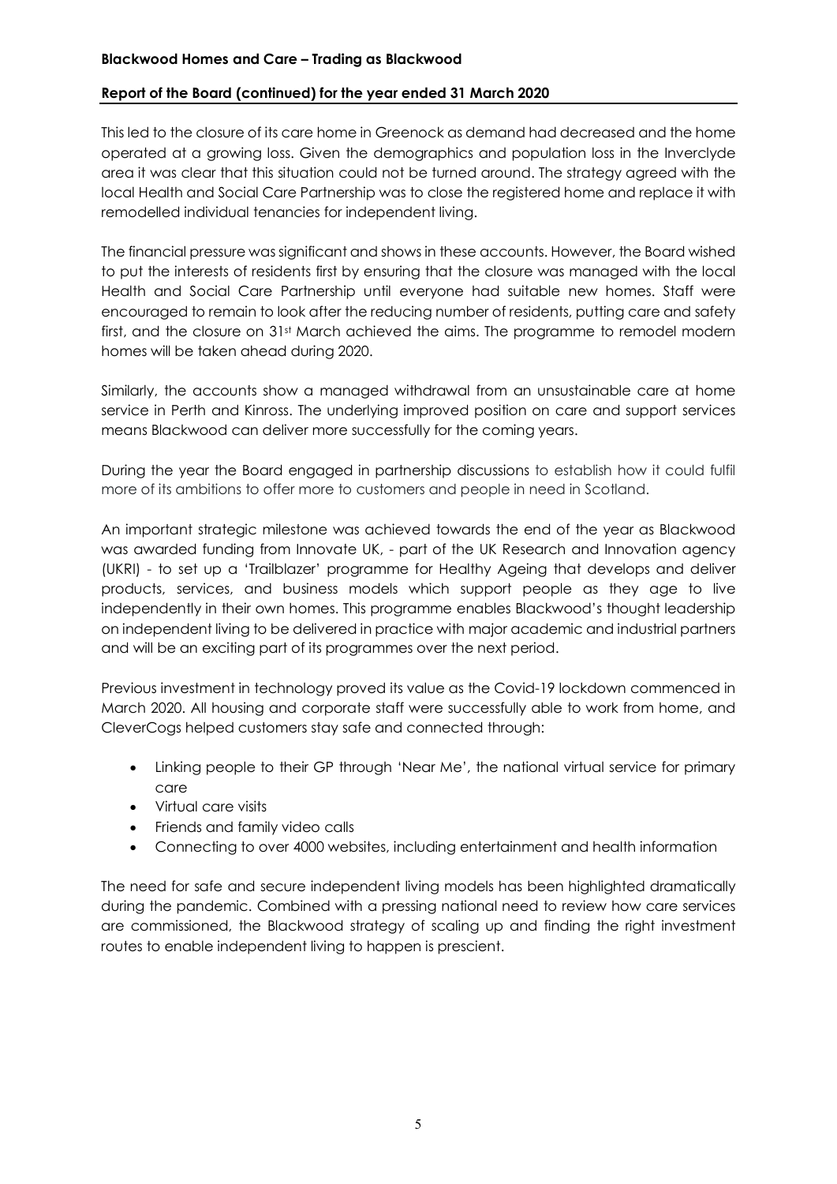This led to the closure of its care home in Greenock as demand had decreased and the home operated at a growing loss. Given the demographics and population loss in the Inverclyde area it was clear that this situation could not be turned around. The strategy agreed with the local Health and Social Care Partnership was to close the registered home and replace it with remodelled individual tenancies for independent living.

The financial pressure was significant and shows in these accounts. However, the Board wished to put the interests of residents first by ensuring that the closure was managed with the local Health and Social Care Partnership until everyone had suitable new homes. Staff were encouraged to remain to look after the reducing number of residents, putting care and safety first, and the closure on 31st March achieved the aims. The programme to remodel modern homes will be taken ahead during 2020.

Similarly, the accounts show a managed withdrawal from an unsustainable care at home service in Perth and Kinross. The underlying improved position on care and support services means Blackwood can deliver more successfully for the coming years.

During the year the Board engaged in partnership discussions to establish how it could fulfil more of its ambitions to offer more to customers and people in need in Scotland.

An important strategic milestone was achieved towards the end of the year as Blackwood was awarded funding from Innovate UK, - part of the UK Research and Innovation agency (UKRI) - to set up a 'Trailblazer' programme for Healthy Ageing that develops and deliver products, services, and business models which support people as they age to live independently in their own homes. This programme enables Blackwood's thought leadership on independent living to be delivered in practice with major academic and industrial partners and will be an exciting part of its programmes over the next period.

Previous investment in technology proved its value as the Covid-19 lockdown commenced in March 2020. All housing and corporate staff were successfully able to work from home, and CleverCogs helped customers stay safe and connected through:

- Linking people to their GP through 'Near Me', the national virtual service for primary care
- Virtual care visits
- Friends and family video calls
- Connecting to over 4000 websites, including entertainment and health information

The need for safe and secure independent living models has been highlighted dramatically during the pandemic. Combined with a pressing national need to review how care services are commissioned, the Blackwood strategy of scaling up and finding the right investment routes to enable independent living to happen is prescient.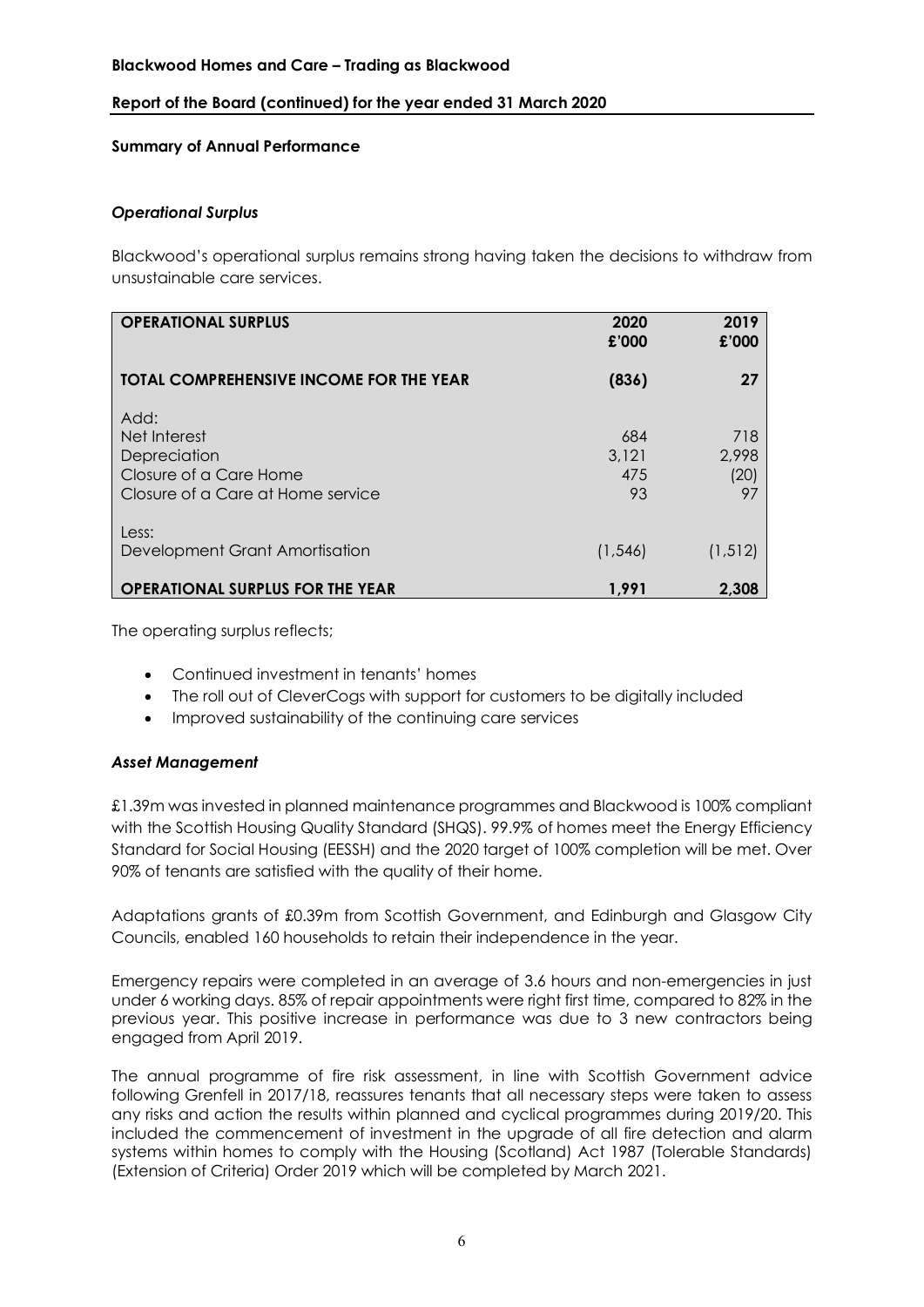## Summary of Annual Performance

### *Operational Surplus*

Blackwood's operational surplus remains strong having taken the decisions to withdraw from unsustainable care services.

| **OPERATIONAL SURPLUS** | **2020 £'000** | **2019 £'000** |
|---|---|---|
| **TOTAL COMPREHENSIVE INCOME FOR THE YEAR** | **(836)** | **27** |
| Add: | | |
| Net Interest | 684 | 718 |
| Depreciation | 3,121 | 2,998 |
| Closure of a Care Home | 475 | (20) |
| Closure of a Care at Home service | 93 | 97 |
| Less: | | |
| Development Grant Amortisation | (1,546) | (1,512) |
| **OPERATIONAL SURPLUS FOR THE YEAR** | **1,991** | **2,308** |

The operating surplus reflects;

- Continued investment in tenants' homes
- The roll out of CleverCogs with support for customers to be digitally included
- Improved sustainability of the continuing care services

### *Asset Management*

£1.39m was invested in planned maintenance programmes and Blackwood is 100% compliant with the Scottish Housing Quality Standard (SHQS). 99.9% of homes meet the Energy Efficiency Standard for Social Housing (EESSH) and the 2020 target of 100% completion will be met. Over 90% of tenants are satisfied with the quality of their home.

Adaptations grants of £0.39m from Scottish Government, and Edinburgh and Glasgow City Councils, enabled 160 households to retain their independence in the year.

Emergency repairs were completed in an average of 3.6 hours and non-emergencies in just under 6 working days. 85% of repair appointments were right first time, compared to 82% in the previous year. This positive increase in performance was due to 3 new contractors being engaged from April 2019.

The annual programme of fire risk assessment, in line with Scottish Government advice following Grenfell in 2017/18, reassures tenants that all necessary steps were taken to assess any risks and action the results within planned and cyclical programmes during 2019/20. This included the commencement of investment in the upgrade of all fire detection and alarm systems within homes to comply with the Housing (Scotland) Act 1987 (Tolerable Standards) (Extension of Criteria) Order 2019 which will be completed by March 2021.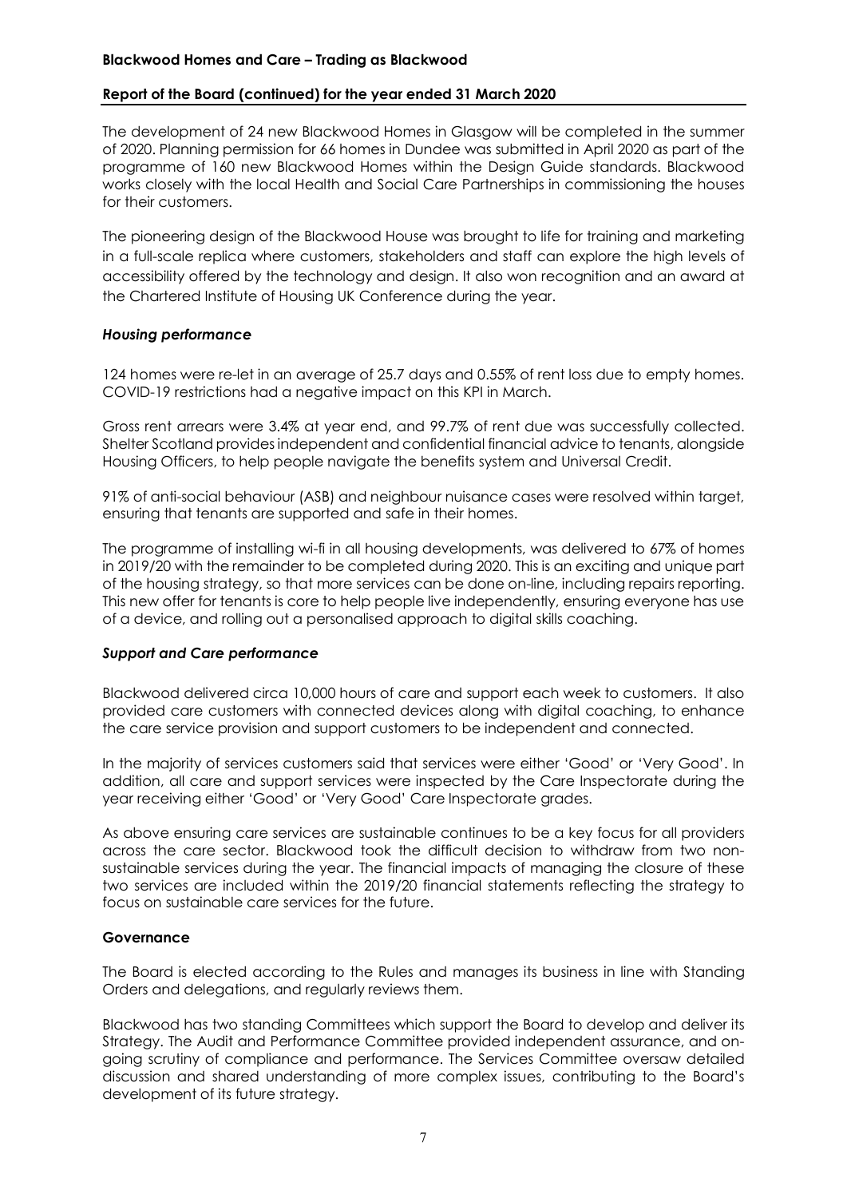The development of 24 new Blackwood Homes in Glasgow will be completed in the summer of 2020. Planning permission for 66 homes in Dundee was submitted in April 2020 as part of the programme of 160 new Blackwood Homes within the Design Guide standards. Blackwood works closely with the local Health and Social Care Partnerships in commissioning the houses for their customers.

The pioneering design of the Blackwood House was brought to life for training and marketing in a full-scale replica where customers, stakeholders and staff can explore the high levels of accessibility offered by the technology and design. It also won recognition and an award at the Chartered Institute of Housing UK Conference during the year.

### *Housing performance*

124 homes were re-let in an average of 25.7 days and 0.55% of rent loss due to empty homes. COVID-19 restrictions had a negative impact on this KPI in March.

Gross rent arrears were 3.4% at year end, and 99.7% of rent due was successfully collected. Shelter Scotland provides independent and confidential financial advice to tenants, alongside Housing Officers, to help people navigate the benefits system and Universal Credit.

91% of anti-social behaviour (ASB) and neighbour nuisance cases were resolved within target, ensuring that tenants are supported and safe in their homes.

The programme of installing wi-fi in all housing developments, was delivered to 67% of homes in 2019/20 with the remainder to be completed during 2020. This is an exciting and unique part of the housing strategy, so that more services can be done on-line, including repairs reporting. This new offer for tenants is core to help people live independently, ensuring everyone has use of a device, and rolling out a personalised approach to digital skills coaching.

### *Support and Care performance*

Blackwood delivered circa 10,000 hours of care and support each week to customers. It also provided care customers with connected devices along with digital coaching, to enhance the care service provision and support customers to be independent and connected.

In the majority of services customers said that services were either 'Good' or 'Very Good'. In addition, all care and support services were inspected by the Care Inspectorate during the year receiving either 'Good' or 'Very Good' Care Inspectorate grades.

As above ensuring care services are sustainable continues to be a key focus for all providers across the care sector. Blackwood took the difficult decision to withdraw from two non-sustainable services during the year. The financial impacts of managing the closure of these two services are included within the 2019/20 financial statements reflecting the strategy to focus on sustainable care services for the future.

## Governance

The Board is elected according to the Rules and manages its business in line with Standing Orders and delegations, and regularly reviews them.

Blackwood has two standing Committees which support the Board to develop and deliver its Strategy. The Audit and Performance Committee provided independent assurance, and on-going scrutiny of compliance and performance. The Services Committee oversaw detailed discussion and shared understanding of more complex issues, contributing to the Board's development of its future strategy.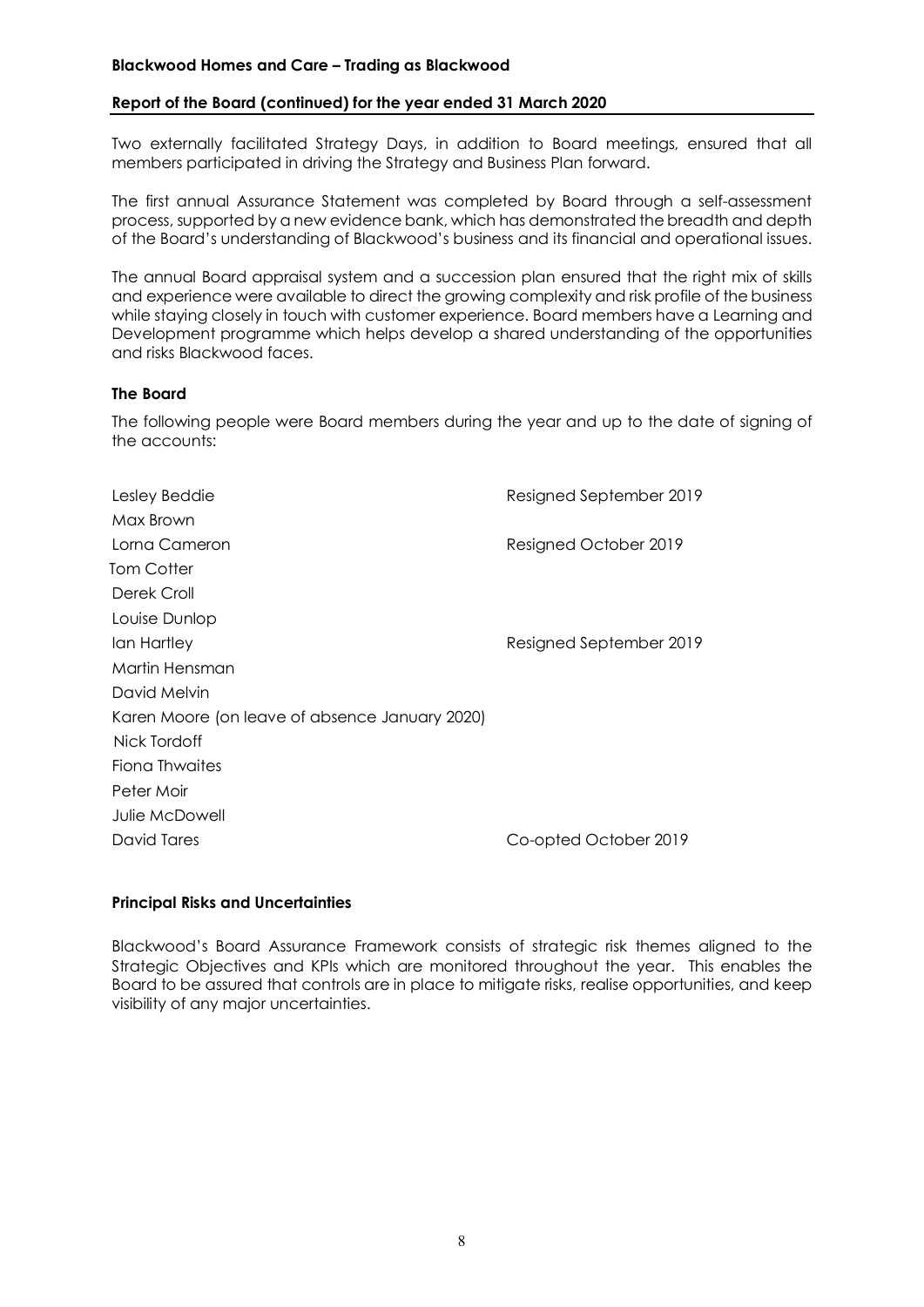Two externally facilitated Strategy Days, in addition to Board meetings, ensured that all members participated in driving the Strategy and Business Plan forward.

The first annual Assurance Statement was completed by Board through a self-assessment process, supported by a new evidence bank, which has demonstrated the breadth and depth of the Board's understanding of Blackwood's business and its financial and operational issues.

The annual Board appraisal system and a succession plan ensured that the right mix of skills and experience were available to direct the growing complexity and risk profile of the business while staying closely in touch with customer experience. Board members have a Learning and Development programme which helps develop a shared understanding of the opportunities and risks Blackwood faces.

### The Board

The following people were Board members during the year and up to the date of signing of the accounts:

| | |
|---|---|
| Lesley Beddie | Resigned September 2019 |
| Max Brown | |
| Lorna Cameron | Resigned October 2019 |
| Tom Cotter | |
| Derek Croll | |
| Louise Dunlop | |
| Ian Hartley | Resigned September 2019 |
| Martin Hensman | |
| David Melvin | |
| Karen Moore (on leave of absence January 2020) | |
| Nick Tordoff | |
| Fiona Thwaites | |
| Peter Moir | |
| Julie McDowell | |
| David Tares | Co-opted October 2019 |

### Principal Risks and Uncertainties

Blackwood's Board Assurance Framework consists of strategic risk themes aligned to the Strategic Objectives and KPIs which are monitored throughout the year. This enables the Board to be assured that controls are in place to mitigate risks, realise opportunities, and keep visibility of any major uncertainties.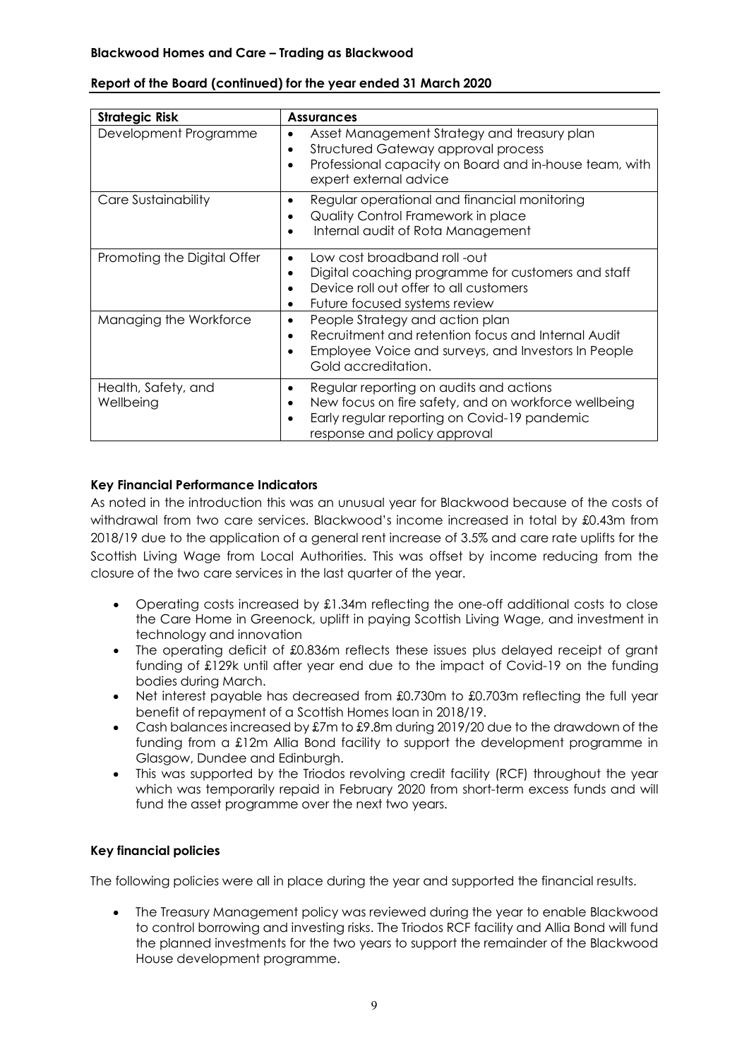**Report of the Board (continued) for the year ended 31 March 2020**

| Strategic Risk | Assurances |
|---|---|
| Development Programme | • Asset Management Strategy and treasury plan<br>• Structured Gateway approval process<br>• Professional capacity on Board and in-house team, with expert external advice |
| Care Sustainability | • Regular operational and financial monitoring<br>• Quality Control Framework in place<br>• Internal audit of Rota Management |
| Promoting the Digital Offer | • Low cost broadband roll -out<br>• Digital coaching programme for customers and staff<br>• Device roll out offer to all customers<br>• Future focused systems review |
| Managing the Workforce | • People Strategy and action plan<br>• Recruitment and retention focus and Internal Audit<br>• Employee Voice and surveys, and Investors In People Gold accreditation. |
| Health, Safety, and Wellbeing | • Regular reporting on audits and actions<br>• New focus on fire safety, and on workforce wellbeing<br>• Early regular reporting on Covid-19 pandemic response and policy approval |

**Key Financial Performance Indicators**

As noted in the introduction this was an unusual year for Blackwood because of the costs of withdrawal from two care services. Blackwood's income increased in total by £0.43m from 2018/19 due to the application of a general rent increase of 3.5% and care rate uplifts for the Scottish Living Wage from Local Authorities. This was offset by income reducing from the closure of the two care services in the last quarter of the year.

- Operating costs increased by £1.34m reflecting the one-off additional costs to close the Care Home in Greenock, uplift in paying Scottish Living Wage, and investment in technology and innovation
- The operating deficit of £0.836m reflects these issues plus delayed receipt of grant funding of £129k until after year end due to the impact of Covid-19 on the funding bodies during March.
- Net interest payable has decreased from £0.730m to £0.703m reflecting the full year benefit of repayment of a Scottish Homes loan in 2018/19.
- Cash balances increased by £7m to £9.8m during 2019/20 due to the drawdown of the funding from a £12m Allia Bond facility to support the development programme in Glasgow, Dundee and Edinburgh.
- This was supported by the Triodos revolving credit facility (RCF) throughout the year which was temporarily repaid in February 2020 from short-term excess funds and will fund the asset programme over the next two years.

**Key financial policies**

The following policies were all in place during the year and supported the financial results.

- The Treasury Management policy was reviewed during the year to enable Blackwood to control borrowing and investing risks. The Triodos RCF facility and Allia Bond will fund the planned investments for the two years to support the remainder of the Blackwood House development programme.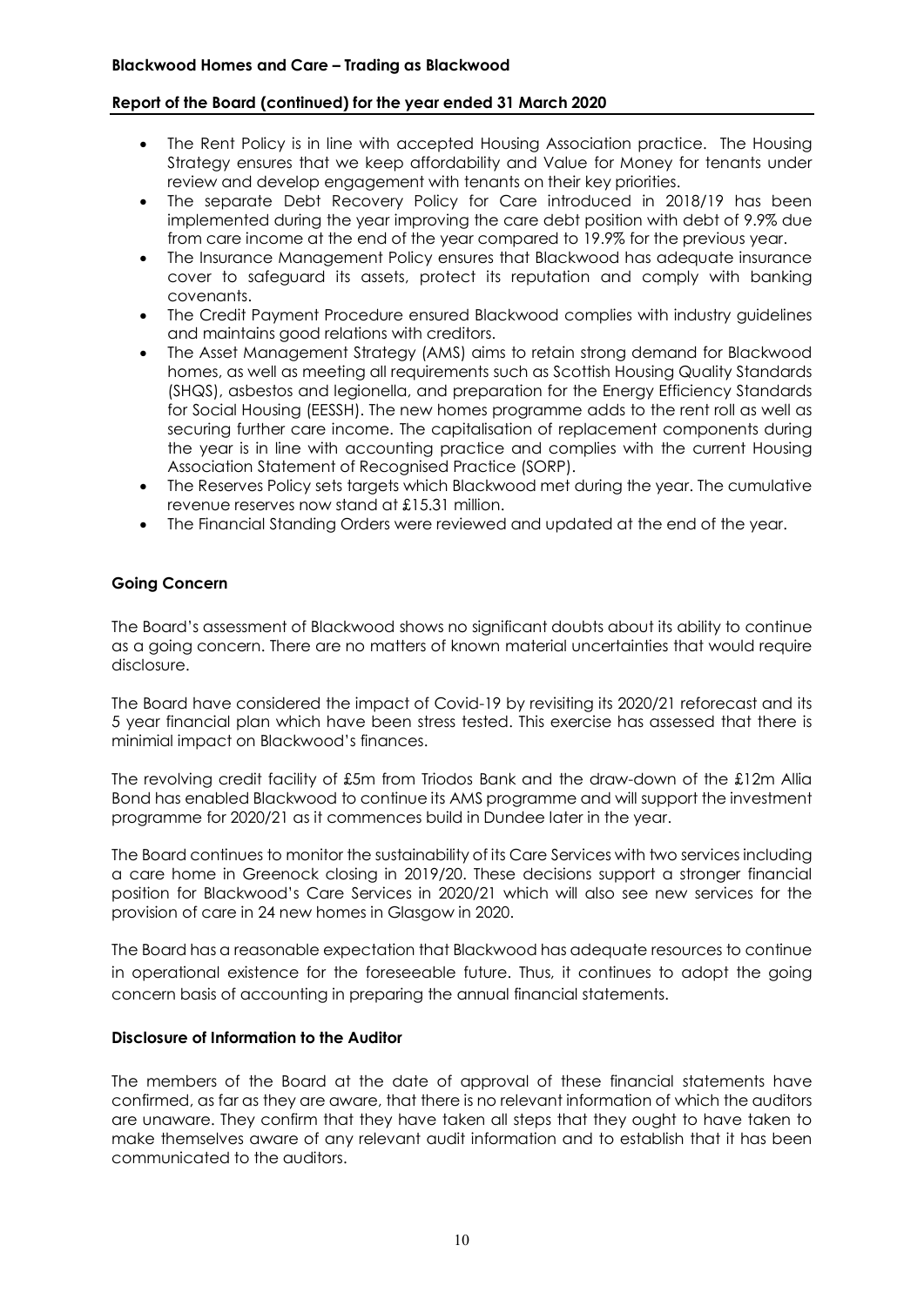- The Rent Policy is in line with accepted Housing Association practice. The Housing Strategy ensures that we keep affordability and Value for Money for tenants under review and develop engagement with tenants on their key priorities.
- The separate Debt Recovery Policy for Care introduced in 2018/19 has been implemented during the year improving the care debt position with debt of 9.9% due from care income at the end of the year compared to 19.9% for the previous year.
- The Insurance Management Policy ensures that Blackwood has adequate insurance cover to safeguard its assets, protect its reputation and comply with banking covenants.
- The Credit Payment Procedure ensured Blackwood complies with industry guidelines and maintains good relations with creditors.
- The Asset Management Strategy (AMS) aims to retain strong demand for Blackwood homes, as well as meeting all requirements such as Scottish Housing Quality Standards (SHQS), asbestos and legionella, and preparation for the Energy Efficiency Standards for Social Housing (EESSH). The new homes programme adds to the rent roll as well as securing further care income. The capitalisation of replacement components during the year is in line with accounting practice and complies with the current Housing Association Statement of Recognised Practice (SORP).
- The Reserves Policy sets targets which Blackwood met during the year. The cumulative revenue reserves now stand at £15.31 million.
- The Financial Standing Orders were reviewed and updated at the end of the year.

## Going Concern

The Board's assessment of Blackwood shows no significant doubts about its ability to continue as a going concern. There are no matters of known material uncertainties that would require disclosure.

The Board have considered the impact of Covid-19 by revisiting its 2020/21 reforecast and its 5 year financial plan which have been stress tested. This exercise has assessed that there is minimial impact on Blackwood's finances.

The revolving credit facility of £5m from Triodos Bank and the draw-down of the £12m Allia Bond has enabled Blackwood to continue its AMS programme and will support the investment programme for 2020/21 as it commences build in Dundee later in the year.

The Board continues to monitor the sustainability of its Care Services with two services including a care home in Greenock closing in 2019/20. These decisions support a stronger financial position for Blackwood's Care Services in 2020/21 which will also see new services for the provision of care in 24 new homes in Glasgow in 2020.

The Board has a reasonable expectation that Blackwood has adequate resources to continue in operational existence for the foreseeable future. Thus, it continues to adopt the going concern basis of accounting in preparing the annual financial statements.

## Disclosure of Information to the Auditor

The members of the Board at the date of approval of these financial statements have confirmed, as far as they are aware, that there is no relevant information of which the auditors are unaware. They confirm that they have taken all steps that they ought to have taken to make themselves aware of any relevant audit information and to establish that it has been communicated to the auditors.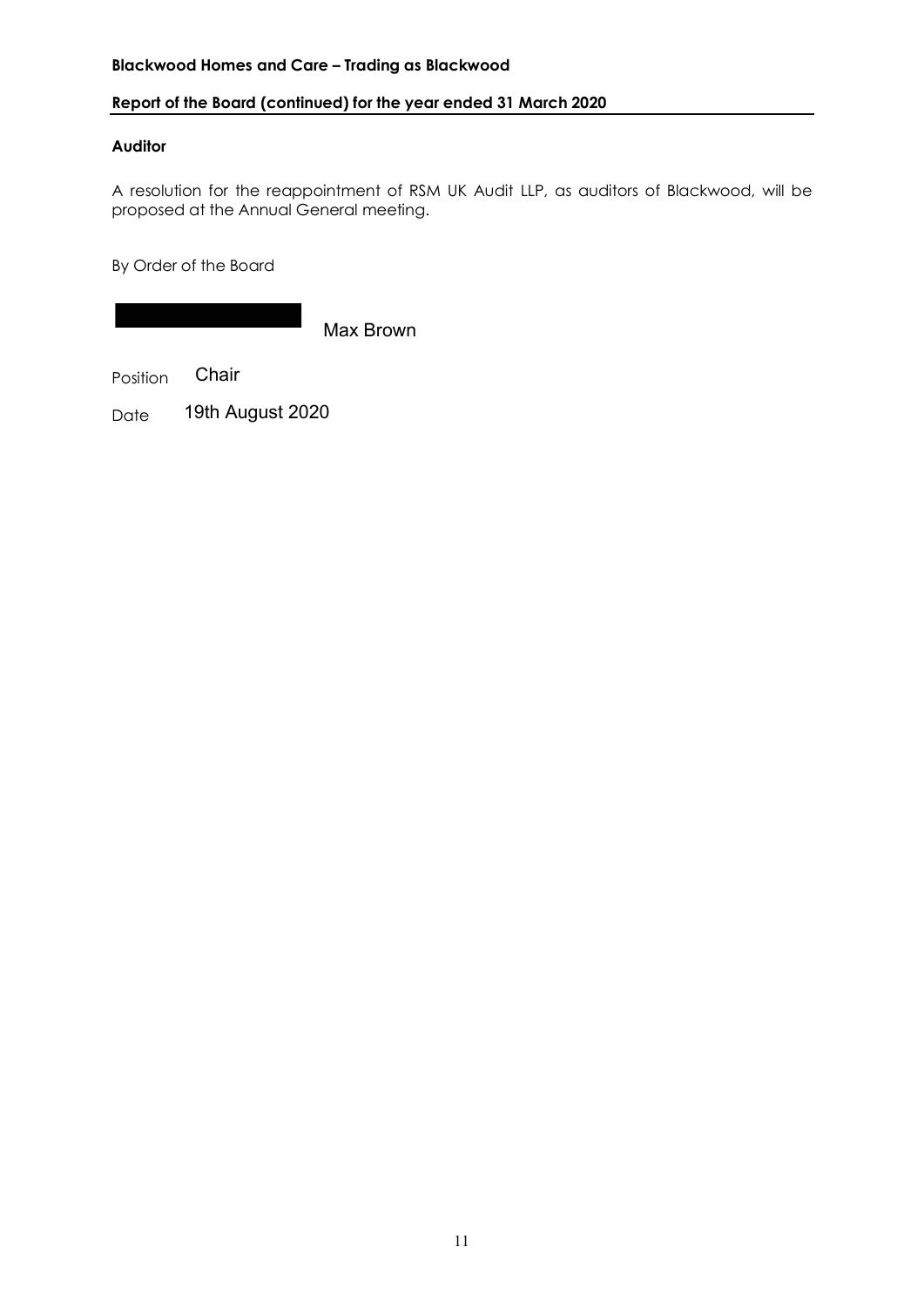**Blackwood Homes and Care – Trading as Blackwood**

**Report of the Board (continued) for the year ended 31 March 2020**

**Auditor**

A resolution for the reappointment of RSM UK Audit LLP, as auditors of Blackwood, will be proposed at the Annual General meeting.

By Order of the Board

Max Brown

Position Chair

Date 19th August 2020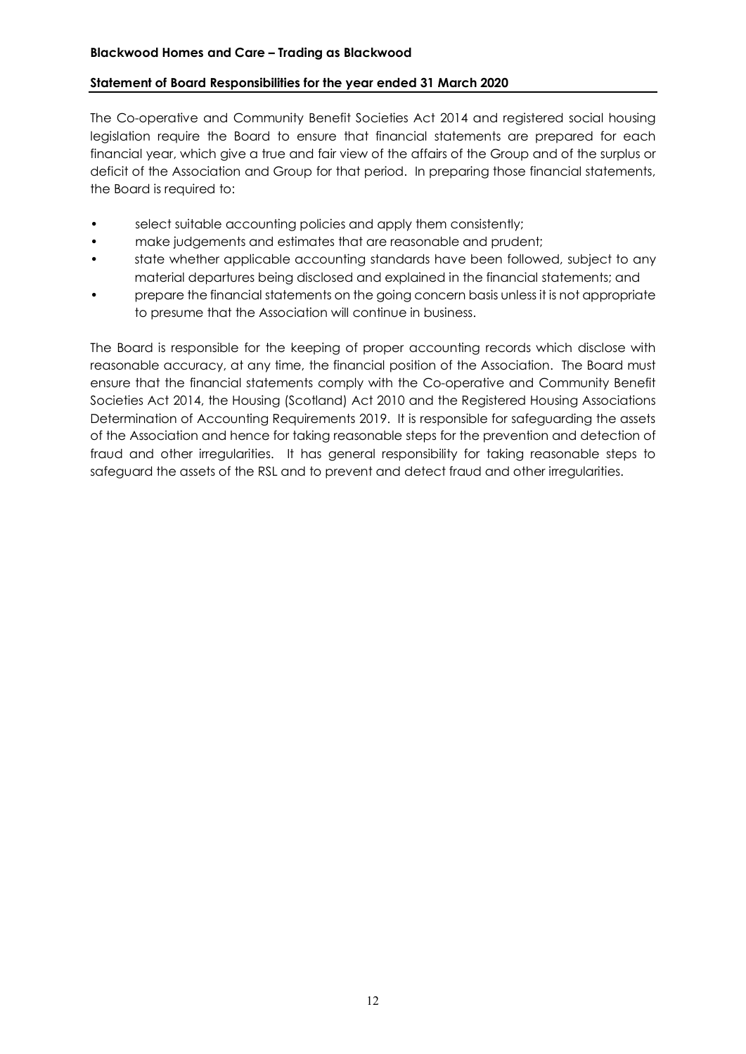**Blackwood Homes and Care – Trading as Blackwood**

## Statement of Board Responsibilities for the year ended 31 March 2020

The Co-operative and Community Benefit Societies Act 2014 and registered social housing legislation require the Board to ensure that financial statements are prepared for each financial year, which give a true and fair view of the affairs of the Group and of the surplus or deficit of the Association and Group for that period. In preparing those financial statements, the Board is required to:

- select suitable accounting policies and apply them consistently;
- make judgements and estimates that are reasonable and prudent;
- state whether applicable accounting standards have been followed, subject to any material departures being disclosed and explained in the financial statements; and
- prepare the financial statements on the going concern basis unless it is not appropriate to presume that the Association will continue in business.

The Board is responsible for the keeping of proper accounting records which disclose with reasonable accuracy, at any time, the financial position of the Association. The Board must ensure that the financial statements comply with the Co-operative and Community Benefit Societies Act 2014, the Housing (Scotland) Act 2010 and the Registered Housing Associations Determination of Accounting Requirements 2019. It is responsible for safeguarding the assets of the Association and hence for taking reasonable steps for the prevention and detection of fraud and other irregularities. It has general responsibility for taking reasonable steps to safeguard the assets of the RSL and to prevent and detect fraud and other irregularities.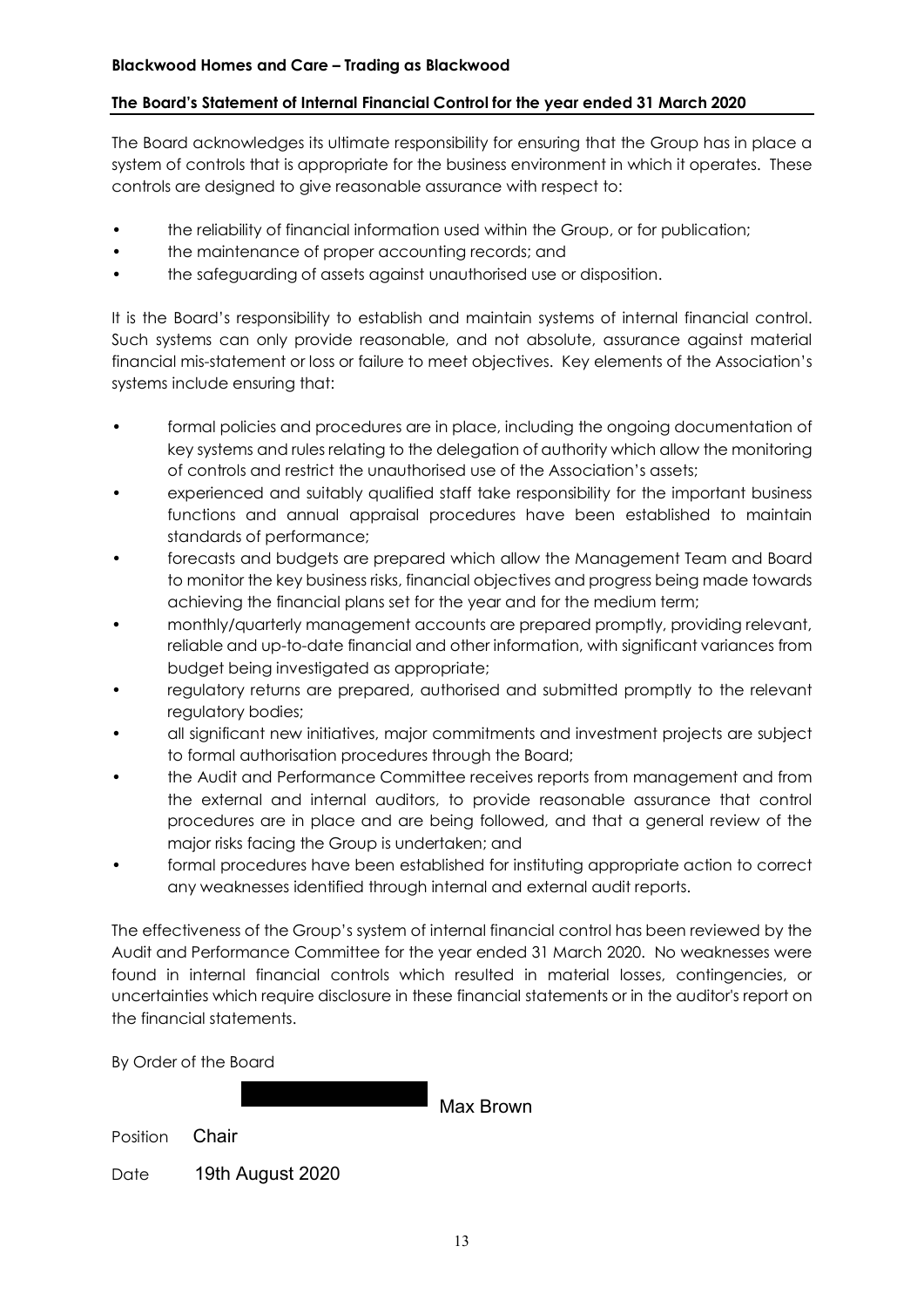**Blackwood Homes and Care – Trading as Blackwood**

## The Board's Statement of Internal Financial Control for the year ended 31 March 2020

The Board acknowledges its ultimate responsibility for ensuring that the Group has in place a system of controls that is appropriate for the business environment in which it operates. These controls are designed to give reasonable assurance with respect to:

- the reliability of financial information used within the Group, or for publication;
- the maintenance of proper accounting records; and
- the safeguarding of assets against unauthorised use or disposition.

It is the Board's responsibility to establish and maintain systems of internal financial control. Such systems can only provide reasonable, and not absolute, assurance against material financial mis-statement or loss or failure to meet objectives. Key elements of the Association's systems include ensuring that:

- formal policies and procedures are in place, including the ongoing documentation of key systems and rules relating to the delegation of authority which allow the monitoring of controls and restrict the unauthorised use of the Association's assets;
- experienced and suitably qualified staff take responsibility for the important business functions and annual appraisal procedures have been established to maintain standards of performance;
- forecasts and budgets are prepared which allow the Management Team and Board to monitor the key business risks, financial objectives and progress being made towards achieving the financial plans set for the year and for the medium term;
- monthly/quarterly management accounts are prepared promptly, providing relevant, reliable and up-to-date financial and other information, with significant variances from budget being investigated as appropriate;
- regulatory returns are prepared, authorised and submitted promptly to the relevant regulatory bodies;
- all significant new initiatives, major commitments and investment projects are subject to formal authorisation procedures through the Board;
- the Audit and Performance Committee receives reports from management and from the external and internal auditors, to provide reasonable assurance that control procedures are in place and are being followed, and that a general review of the major risks facing the Group is undertaken; and
- formal procedures have been established for instituting appropriate action to correct any weaknesses identified through internal and external audit reports.

The effectiveness of the Group's system of internal financial control has been reviewed by the Audit and Performance Committee for the year ended 31 March 2020. No weaknesses were found in internal financial controls which resulted in material losses, contingencies, or uncertainties which require disclosure in these financial statements or in the auditor's report on the financial statements.

By Order of the Board

Max Brown

Position Chair

Date 19th August 2020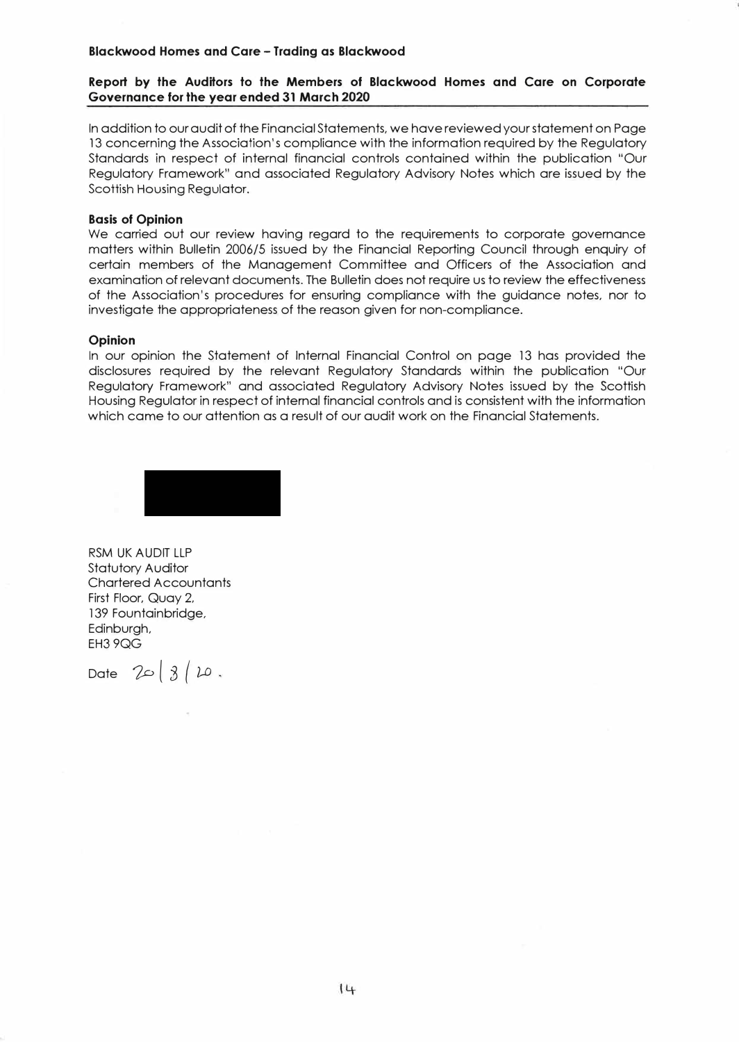**Blackwood Homes and Care – Trading as Blackwood**

## Report by the Auditors to the Members of Blackwood Homes and Care on Corporate Governance for the year ended 31 March 2020

In addition to our audit of the Financial Statements, we have reviewed your statement on Page 13 concerning the Association's compliance with the information required by the Regulatory Standards in respect of internal financial controls contained within the publication "Our Regulatory Framework" and associated Regulatory Advisory Notes which are issued by the Scottish Housing Regulator.

**Basis of Opinion**

We carried out our review having regard to the requirements to corporate governance matters within Bulletin 2006/5 issued by the Financial Reporting Council through enquiry of certain members of the Management Committee and Officers of the Association and examination of relevant documents. The Bulletin does not require us to review the effectiveness of the Association's procedures for ensuring compliance with the guidance notes, nor to investigate the appropriateness of the reason given for non-compliance.

**Opinion**

In our opinion the Statement of Internal Financial Control on page 13 has provided the disclosures required by the relevant Regulatory Standards within the publication "Our Regulatory Framework" and associated Regulatory Advisory Notes issued by the Scottish Housing Regulator in respect of internal financial controls and is consistent with the information which came to our attention as a result of our audit work on the Financial Statements.

RSM UK AUDIT LLP
Statutory Auditor
Chartered Accountants
First Floor, Quay 2,
139 Fountainbridge,
Edinburgh,
EH3 9QG

Date 20/3/20.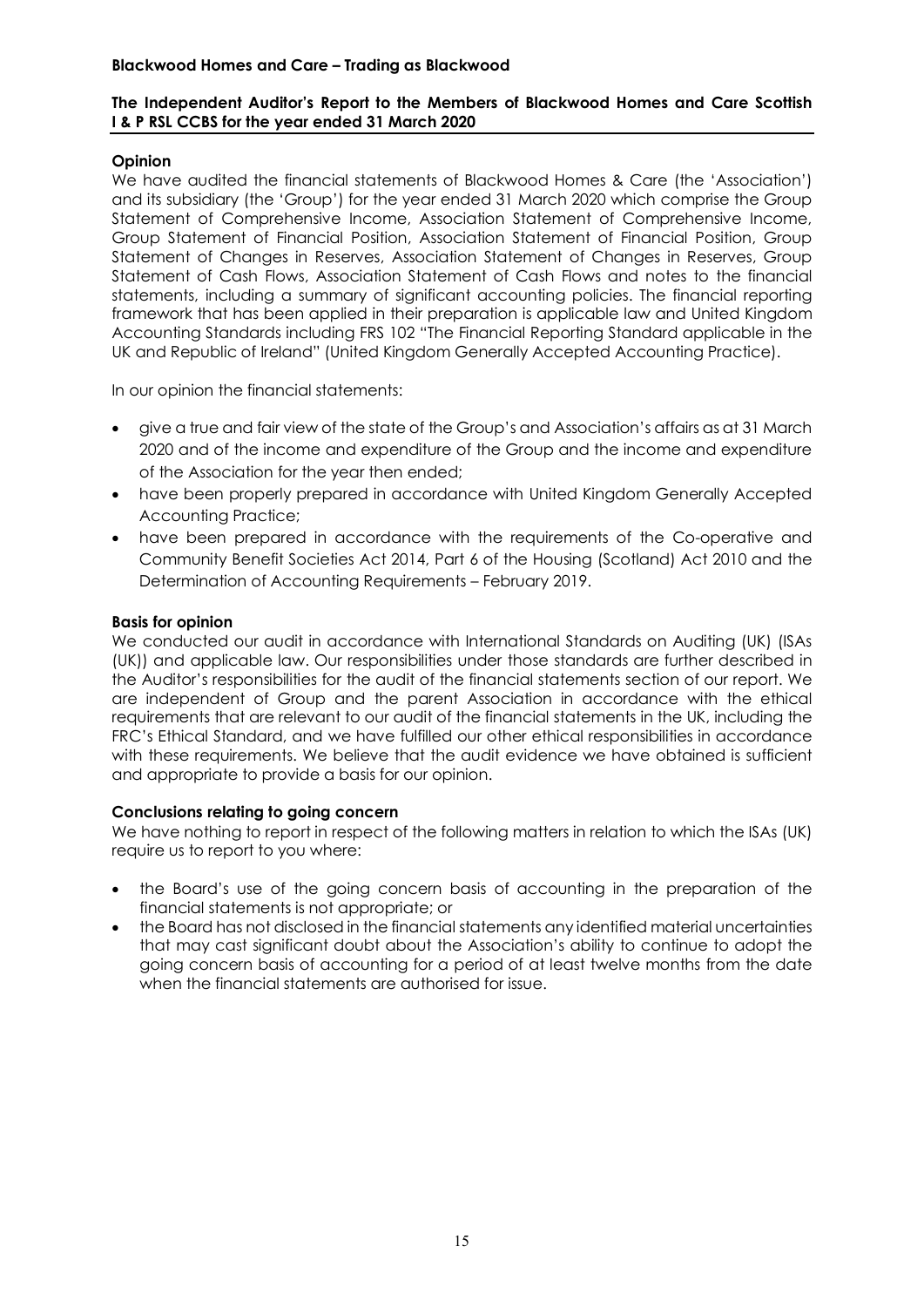**Blackwood Homes and Care – Trading as Blackwood**

**The Independent Auditor's Report to the Members of Blackwood Homes and Care Scottish I & P RSL CCBS for the year ended 31 March 2020**

**Opinion**

We have audited the financial statements of Blackwood Homes & Care (the 'Association') and its subsidiary (the 'Group') for the year ended 31 March 2020 which comprise the Group Statement of Comprehensive Income, Association Statement of Comprehensive Income, Group Statement of Financial Position, Association Statement of Financial Position, Group Statement of Changes in Reserves, Association Statement of Changes in Reserves, Group Statement of Cash Flows, Association Statement of Cash Flows and notes to the financial statements, including a summary of significant accounting policies. The financial reporting framework that has been applied in their preparation is applicable law and United Kingdom Accounting Standards including FRS 102 "The Financial Reporting Standard applicable in the UK and Republic of Ireland" (United Kingdom Generally Accepted Accounting Practice).

In our opinion the financial statements:

- give a true and fair view of the state of the Group's and Association's affairs as at 31 March 2020 and of the income and expenditure of the Group and the income and expenditure of the Association for the year then ended;
- have been properly prepared in accordance with United Kingdom Generally Accepted Accounting Practice;
- have been prepared in accordance with the requirements of the Co-operative and Community Benefit Societies Act 2014, Part 6 of the Housing (Scotland) Act 2010 and the Determination of Accounting Requirements – February 2019.

**Basis for opinion**

We conducted our audit in accordance with International Standards on Auditing (UK) (ISAs (UK)) and applicable law. Our responsibilities under those standards are further described in the Auditor's responsibilities for the audit of the financial statements section of our report. We are independent of Group and the parent Association in accordance with the ethical requirements that are relevant to our audit of the financial statements in the UK, including the FRC's Ethical Standard, and we have fulfilled our other ethical responsibilities in accordance with these requirements. We believe that the audit evidence we have obtained is sufficient and appropriate to provide a basis for our opinion.

**Conclusions relating to going concern**

We have nothing to report in respect of the following matters in relation to which the ISAs (UK) require us to report to you where:

- the Board's use of the going concern basis of accounting in the preparation of the financial statements is not appropriate; or
- the Board has not disclosed in the financial statements any identified material uncertainties that may cast significant doubt about the Association's ability to continue to adopt the going concern basis of accounting for a period of at least twelve months from the date when the financial statements are authorised for issue.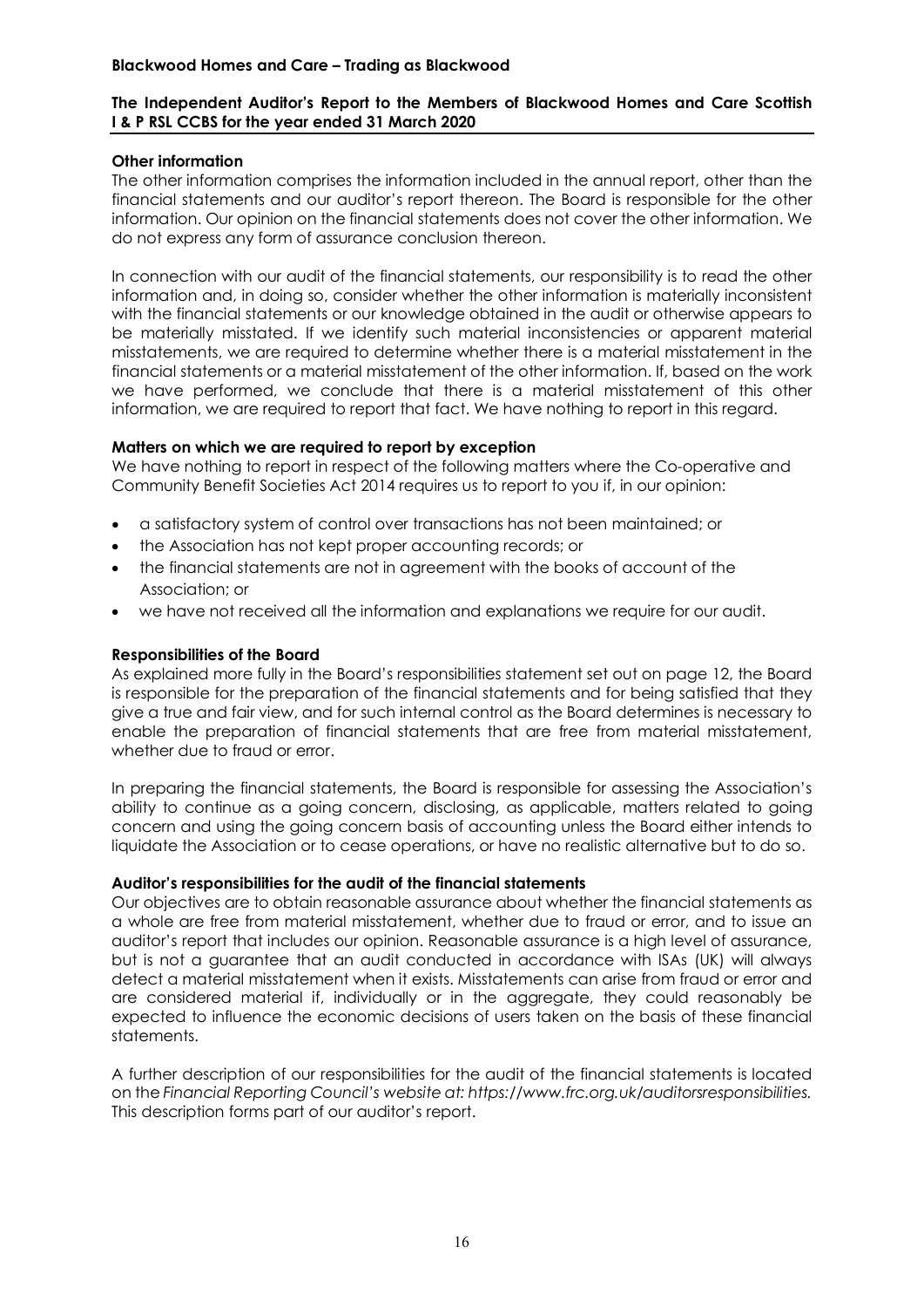### Other information

The other information comprises the information included in the annual report, other than the financial statements and our auditor's report thereon. The Board is responsible for the other information. Our opinion on the financial statements does not cover the other information. We do not express any form of assurance conclusion thereon.

In connection with our audit of the financial statements, our responsibility is to read the other information and, in doing so, consider whether the other information is materially inconsistent with the financial statements or our knowledge obtained in the audit or otherwise appears to be materially misstated. If we identify such material inconsistencies or apparent material misstatements, we are required to determine whether there is a material misstatement in the financial statements or a material misstatement of the other information. If, based on the work we have performed, we conclude that there is a material misstatement of this other information, we are required to report that fact. We have nothing to report in this regard.

### Matters on which we are required to report by exception

We have nothing to report in respect of the following matters where the Co-operative and Community Benefit Societies Act 2014 requires us to report to you if, in our opinion:

- a satisfactory system of control over transactions has not been maintained; or
- the Association has not kept proper accounting records; or
- the financial statements are not in agreement with the books of account of the Association; or
- we have not received all the information and explanations we require for our audit.

### Responsibilities of the Board

As explained more fully in the Board's responsibilities statement set out on page 12, the Board is responsible for the preparation of the financial statements and for being satisfied that they give a true and fair view, and for such internal control as the Board determines is necessary to enable the preparation of financial statements that are free from material misstatement, whether due to fraud or error.

In preparing the financial statements, the Board is responsible for assessing the Association's ability to continue as a going concern, disclosing, as applicable, matters related to going concern and using the going concern basis of accounting unless the Board either intends to liquidate the Association or to cease operations, or have no realistic alternative but to do so.

### Auditor's responsibilities for the audit of the financial statements

Our objectives are to obtain reasonable assurance about whether the financial statements as a whole are free from material misstatement, whether due to fraud or error, and to issue an auditor's report that includes our opinion. Reasonable assurance is a high level of assurance, but is not a guarantee that an audit conducted in accordance with ISAs (UK) will always detect a material misstatement when it exists. Misstatements can arise from fraud or error and are considered material if, individually or in the aggregate, they could reasonably be expected to influence the economic decisions of users taken on the basis of these financial statements.

A further description of our responsibilities for the audit of the financial statements is located on the *Financial Reporting Council's website at: https://www.frc.org.uk/auditorsresponsibilities.* This description forms part of our auditor's report.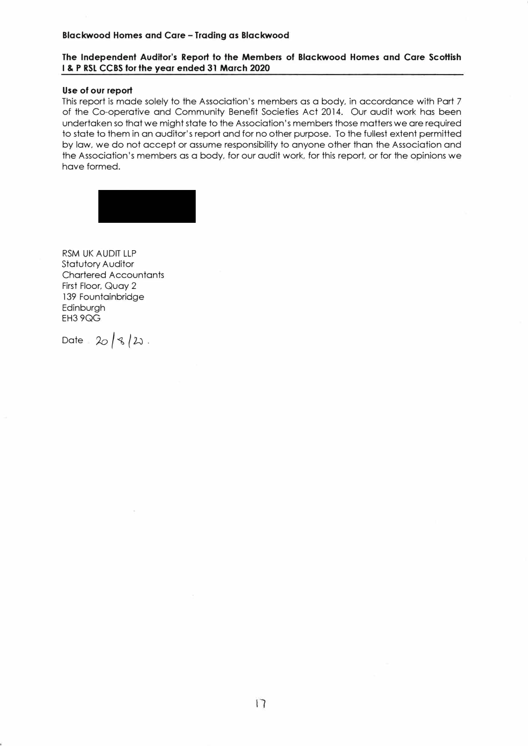**Blackwood Homes and Care – Trading as Blackwood**

**The Independent Auditor's Report to the Members of Blackwood Homes and Care Scottish I & P RSL CCBS for the year ended 31 March 2020**

**Use of our report**

This report is made solely to the Association's members as a body, in accordance with Part 7 of the Co-operative and Community Benefit Societies Act 2014. Our audit work has been undertaken so that we might state to the Association's members those matters we are required to state to them in an auditor's report and for no other purpose. To the fullest extent permitted by law, we do not accept or assume responsibility to anyone other than the Association and the Association's members as a body, for our audit work, for this report, or for the opinions we have formed.

RSM UK AUDIT LLP
Statutory Auditor
Chartered Accountants
First Floor, Quay 2
139 Fountainbridge
Edinburgh
EH3 9QG

Date 20/8/20.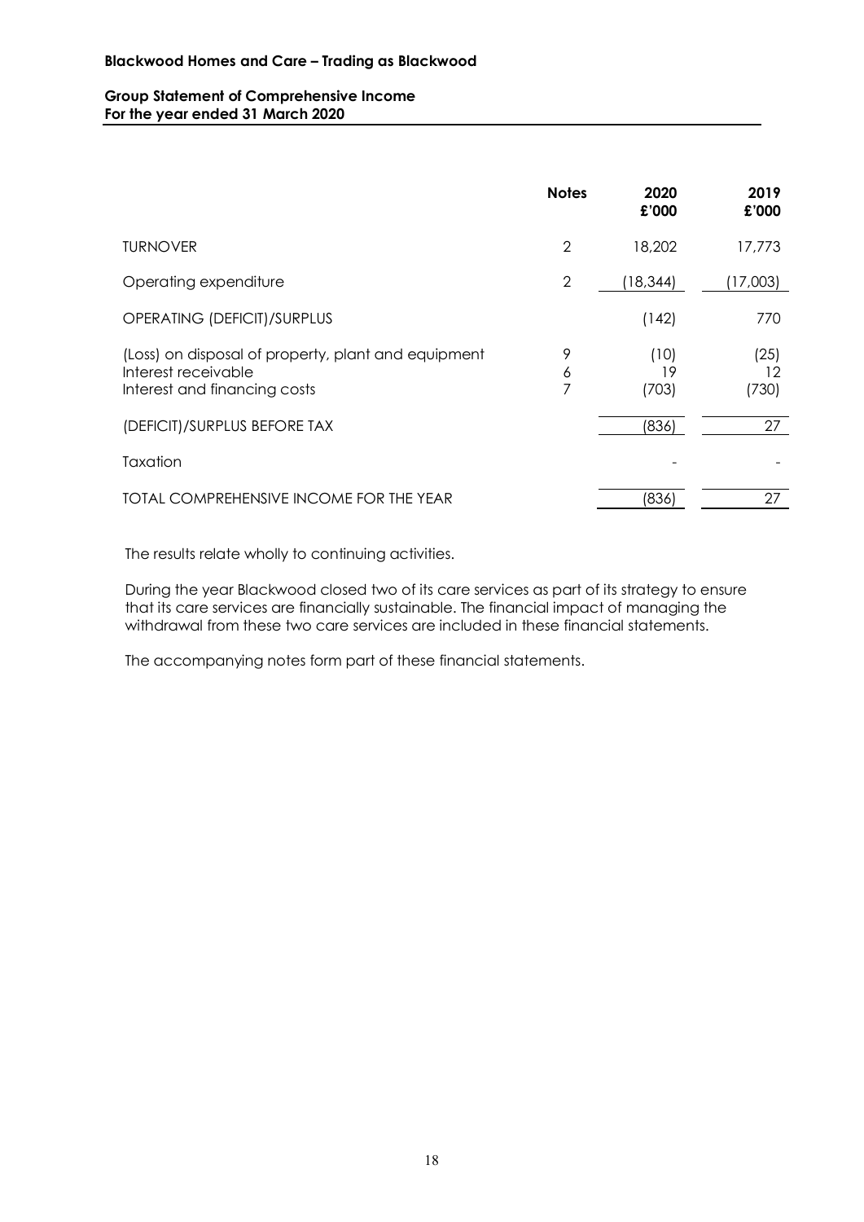**Blackwood Homes and Care – Trading as Blackwood**

**Group Statement of Comprehensive Income**
**For the year ended 31 March 2020**

| | Notes | 2020 £'000 | 2019 £'000 |
|---|---|---|---|
| TURNOVER | 2 | 18,202 | 17,773 |
| Operating expenditure | 2 | (18,344) | (17,003) |
| OPERATING (DEFICIT)/SURPLUS | | (142) | 770 |
| (Loss) on disposal of property, plant and equipment | 9 | (10) | (25) |
| Interest receivable | 6 | 19 | 12 |
| Interest and financing costs | 7 | (703) | (730) |
| (DEFICIT)/SURPLUS BEFORE TAX | | (836) | 27 |
| Taxation | | - | - |
| TOTAL COMPREHENSIVE INCOME FOR THE YEAR | | (836) | 27 |

The results relate wholly to continuing activities.

During the year Blackwood closed two of its care services as part of its strategy to ensure that its care services are financially sustainable. The financial impact of managing the withdrawal from these two care services are included in these financial statements.

The accompanying notes form part of these financial statements.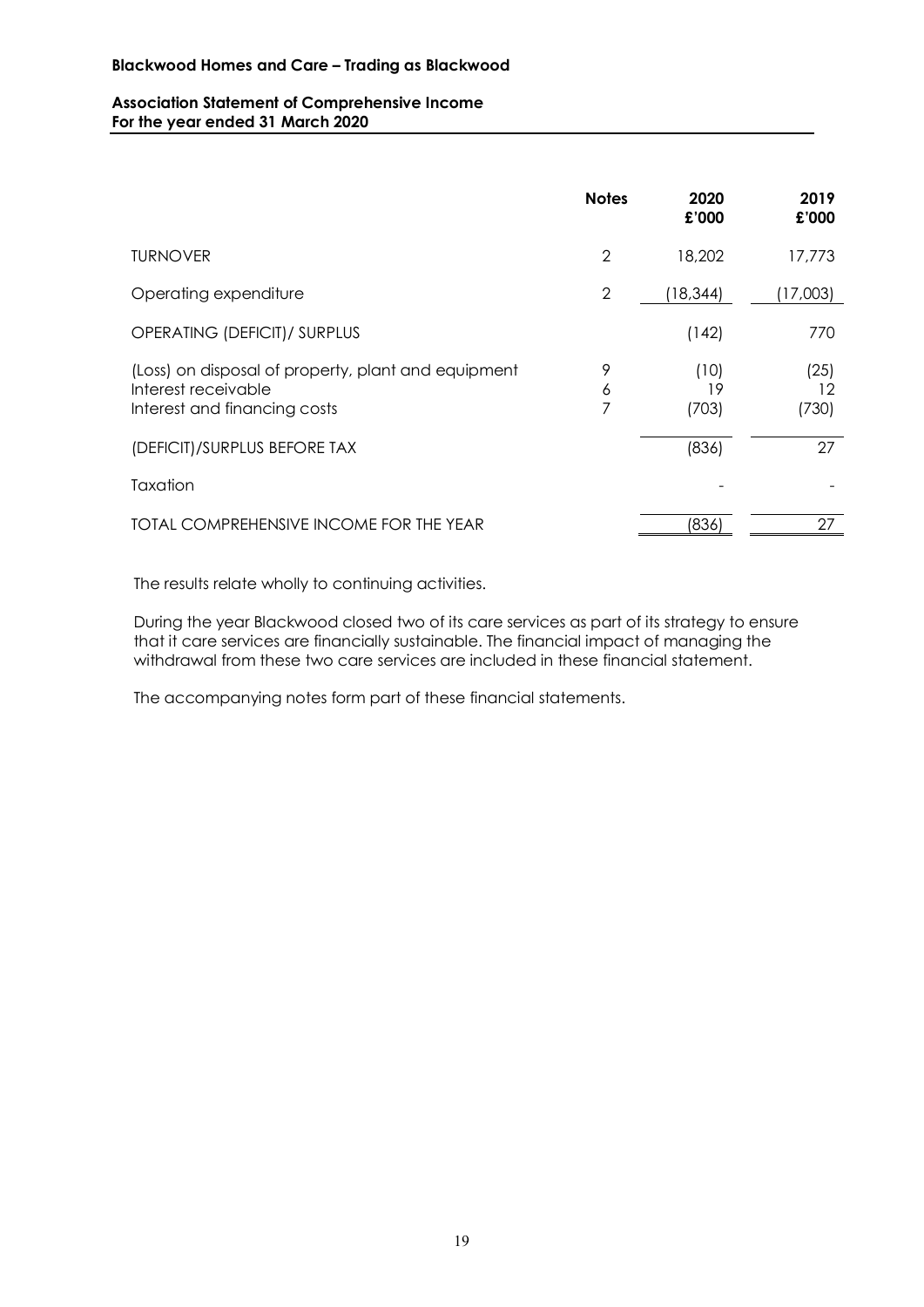**Blackwood Homes and Care – Trading as Blackwood**

**Association Statement of Comprehensive Income**
**For the year ended 31 March 2020**

| | Notes | 2020 £'000 | 2019 £'000 |
|---|---|---|---|
| TURNOVER | 2 | 18,202 | 17,773 |
| Operating expenditure | 2 | (18,344) | (17,003) |
| OPERATING (DEFICIT)/ SURPLUS | | (142) | 770 |
| (Loss) on disposal of property, plant and equipment | 9 | (10) | (25) |
| Interest receivable | 6 | 19 | 12 |
| Interest and financing costs | 7 | (703) | (730) |
| (DEFICIT)/SURPLUS BEFORE TAX | | (836) | 27 |
| Taxation | | - | - |
| TOTAL COMPREHENSIVE INCOME FOR THE YEAR | | (836) | 27 |

The results relate wholly to continuing activities.

During the year Blackwood closed two of its care services as part of its strategy to ensure that it care services are financially sustainable. The financial impact of managing the withdrawal from these two care services are included in these financial statement.

The accompanying notes form part of these financial statements.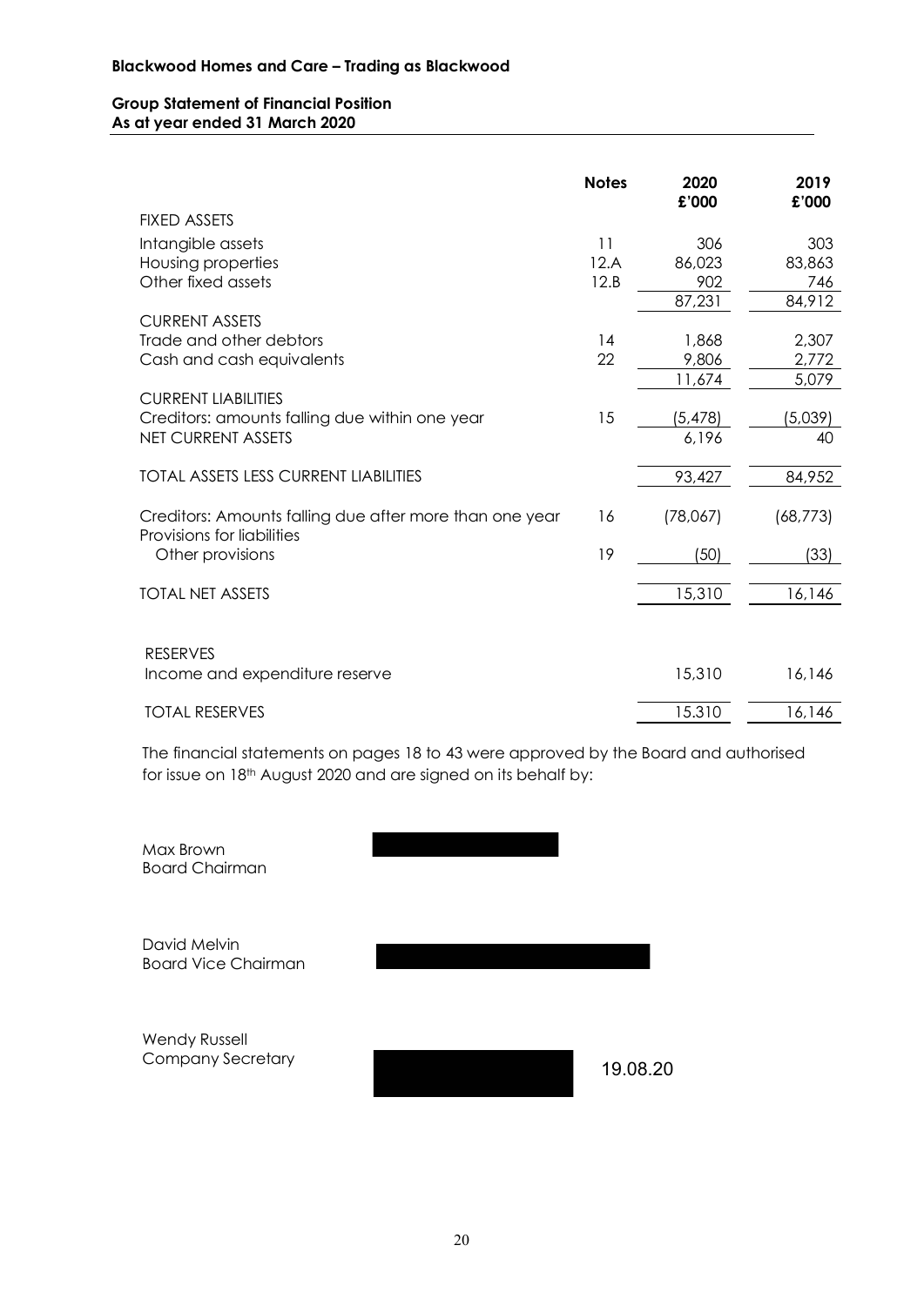**Blackwood Homes and Care – Trading as Blackwood**

**Group Statement of Financial Position**
**As at year ended 31 March 2020**

| | Notes | 2020 £'000 | 2019 £'000 |
|---|---|---|---|
| FIXED ASSETS | | | |
| Intangible assets | 11 | 306 | 303 |
| Housing properties | 12.A | 86,023 | 83,863 |
| Other fixed assets | 12.B | 902 | 746 |
| | | 87,231 | 84,912 |
| CURRENT ASSETS | | | |
| Trade and other debtors | 14 | 1,868 | 2,307 |
| Cash and cash equivalents | 22 | 9,806 | 2,772 |
| | | 11,674 | 5,079 |
| CURRENT LIABILITIES | | | |
| Creditors: amounts falling due within one year | 15 | (5,478) | (5,039) |
| NET CURRENT ASSETS | | 6,196 | 40 |
| TOTAL ASSETS LESS CURRENT LIABILITIES | | 93,427 | 84,952 |
| Creditors: Amounts falling due after more than one year | 16 | (78,067) | (68,773) |
| Provisions for liabilities | | | |
| Other provisions | 19 | (50) | (33) |
| TOTAL NET ASSETS | | 15,310 | 16,146 |
| RESERVES | | | |
| Income and expenditure reserve | | 15,310 | 16,146 |
| TOTAL RESERVES | | 15,310 | 16,146 |

The financial statements on pages 18 to 43 were approved by the Board and authorised for issue on 18th August 2020 and are signed on its behalf by:

Max Brown
Board Chairman

David Melvin
Board Vice Chairman

Wendy Russell
Company Secretary

19.08.20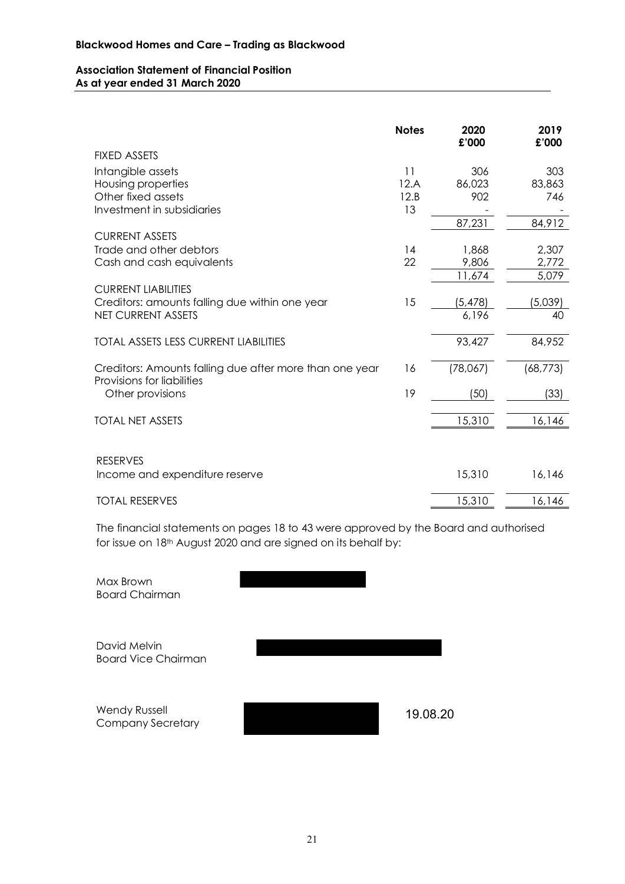**Blackwood Homes and Care – Trading as Blackwood**

**Association Statement of Financial Position**
**As at year ended 31 March 2020**

| | Notes | 2020 £'000 | 2019 £'000 |
|---|---|---|---|
| FIXED ASSETS | | | |
| Intangible assets | 11 | 306 | 303 |
| Housing properties | 12.A | 86,023 | 83,863 |
| Other fixed assets | 12.B | 902 | 746 |
| Investment in subsidiaries | 13 | - | - |
| | | 87,231 | 84,912 |
| CURRENT ASSETS | | | |
| Trade and other debtors | 14 | 1,868 | 2,307 |
| Cash and cash equivalents | 22 | 9,806 | 2,772 |
| | | 11,674 | 5,079 |
| CURRENT LIABILITIES | | | |
| Creditors: amounts falling due within one year | 15 | (5,478) | (5,039) |
| NET CURRENT ASSETS | | 6,196 | 40 |
| TOTAL ASSETS LESS CURRENT LIABILITIES | | 93,427 | 84,952 |
| Creditors: Amounts falling due after more than one year | 16 | (78,067) | (68,773) |
| Provisions for liabilities | | | |
| Other provisions | 19 | (50) | (33) |
| TOTAL NET ASSETS | | 15,310 | 16,146 |
| RESERVES | | | |
| Income and expenditure reserve | | 15,310 | 16,146 |
| TOTAL RESERVES | | 15,310 | 16,146 |

The financial statements on pages 18 to 43 were approved by the Board and authorised for issue on 18th August 2020 and are signed on its behalf by:

Max Brown
Board Chairman

David Melvin
Board Vice Chairman

Wendy Russell
Company Secretary

19.08.20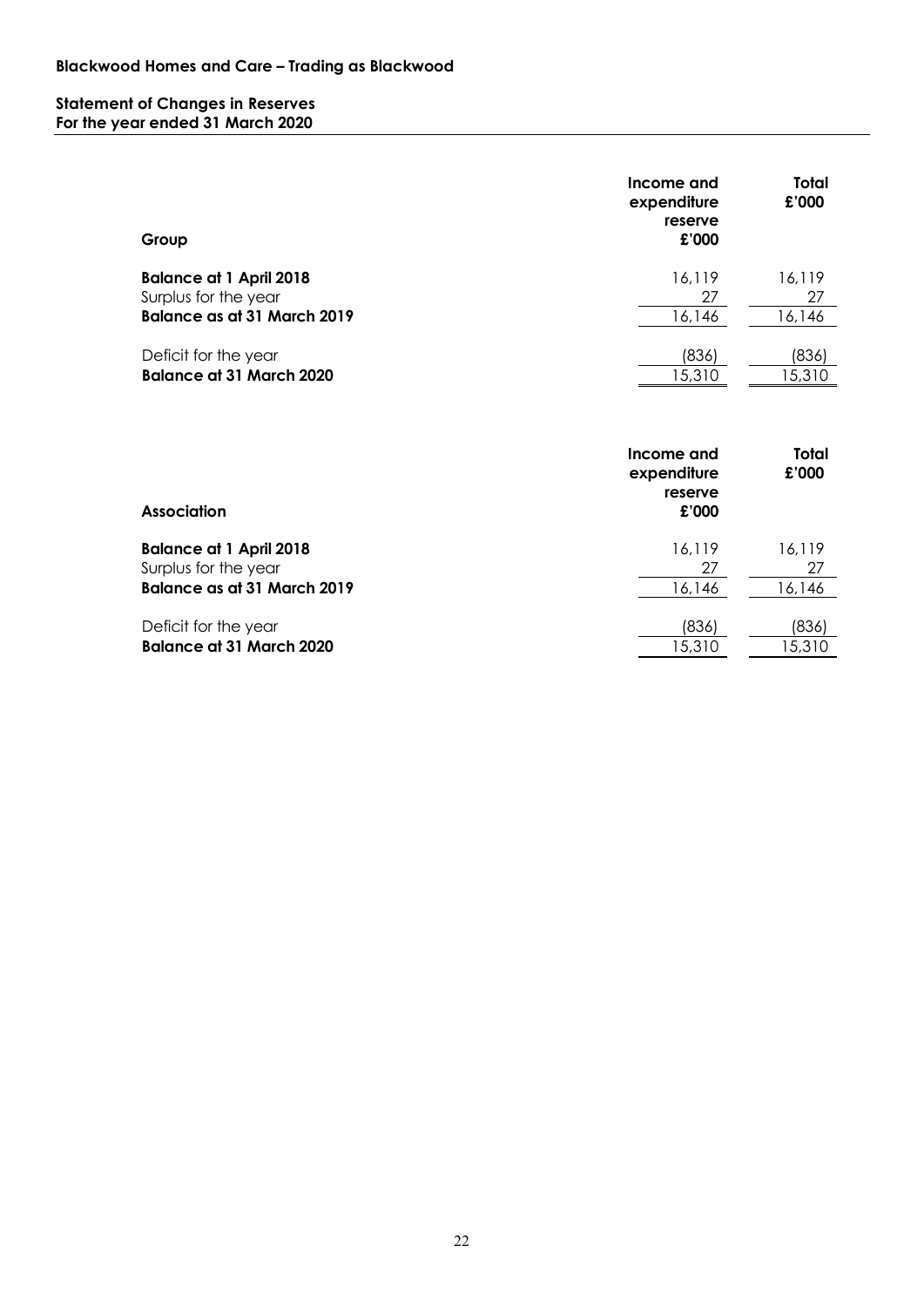**Blackwood Homes and Care – Trading as Blackwood**

**Statement of Changes in Reserves**
**For the year ended 31 March 2020**

| Group | Income and expenditure reserve £'000 | Total £'000 |
|---|---|---|
| **Balance at 1 April 2018** | 16,119 | 16,119 |
| Surplus for the year | 27 | 27 |
| **Balance as at 31 March 2019** | 16,146 | 16,146 |
| Deficit for the year | (836) | (836) |
| **Balance at 31 March 2020** | 15,310 | 15,310 |

| Association | Income and expenditure reserve £'000 | Total £'000 |
|---|---|---|
| **Balance at 1 April 2018** | 16,119 | 16,119 |
| Surplus for the year | 27 | 27 |
| **Balance as at 31 March 2019** | 16,146 | 16,146 |
| Deficit for the year | (836) | (836) |
| **Balance at 31 March 2020** | 15,310 | 15,310 |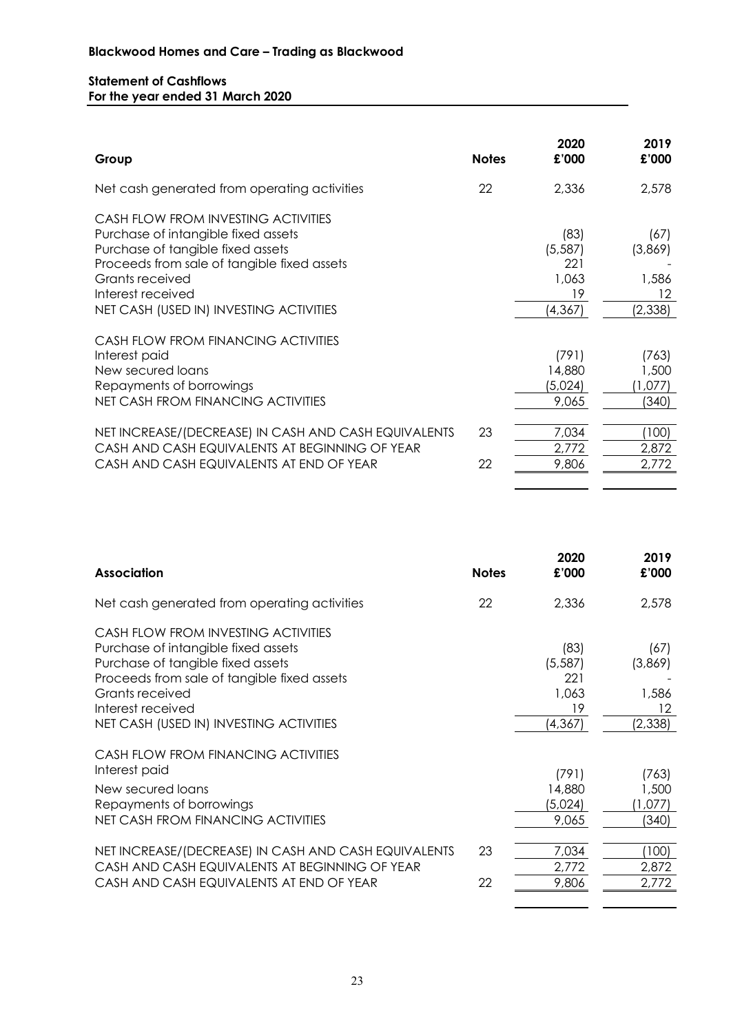## Blackwood Homes and Care – Trading as Blackwood

### Statement of Cashflows
### For the year ended 31 March 2020

| Group | Notes | 2020 £'000 | 2019 £'000 |
|---|---|---|---|
| Net cash generated from operating activities | 22 | 2,336 | 2,578 |
| CASH FLOW FROM INVESTING ACTIVITIES | | | |
| Purchase of intangible fixed assets | | (83) | (67) |
| Purchase of tangible fixed assets | | (5,587) | (3,869) |
| Proceeds from sale of tangible fixed assets | | 221 | - |
| Grants received | | 1,063 | 1,586 |
| Interest received | | 19 | 12 |
| NET CASH (USED IN) INVESTING ACTIVITIES | | (4,367) | (2,338) |
| CASH FLOW FROM FINANCING ACTIVITIES | | | |
| Interest paid | | (791) | (763) |
| New secured loans | | 14,880 | 1,500 |
| Repayments of borrowings | | (5,024) | (1,077) |
| NET CASH FROM FINANCING ACTIVITIES | | 9,065 | (340) |
| NET INCREASE/(DECREASE) IN CASH AND CASH EQUIVALENTS | 23 | 7,034 | (100) |
| CASH AND CASH EQUIVALENTS AT BEGINNING OF YEAR | | 2,772 | 2,872 |
| CASH AND CASH EQUIVALENTS AT END OF YEAR | 22 | 9,806 | 2,772 |

| Association | Notes | 2020 £'000 | 2019 £'000 |
|---|---|---|---|
| Net cash generated from operating activities | 22 | 2,336 | 2,578 |
| CASH FLOW FROM INVESTING ACTIVITIES | | | |
| Purchase of intangible fixed assets | | (83) | (67) |
| Purchase of tangible fixed assets | | (5,587) | (3,869) |
| Proceeds from sale of tangible fixed assets | | 221 | - |
| Grants received | | 1,063 | 1,586 |
| Interest received | | 19 | 12 |
| NET CASH (USED IN) INVESTING ACTIVITIES | | (4,367) | (2,338) |
| CASH FLOW FROM FINANCING ACTIVITIES | | | |
| Interest paid | | (791) | (763) |
| New secured loans | | 14,880 | 1,500 |
| Repayments of borrowings | | (5,024) | (1,077) |
| NET CASH FROM FINANCING ACTIVITIES | | 9,065 | (340) |
| NET INCREASE/(DECREASE) IN CASH AND CASH EQUIVALENTS | 23 | 7,034 | (100) |
| CASH AND CASH EQUIVALENTS AT BEGINNING OF YEAR | | 2,772 | 2,872 |
| CASH AND CASH EQUIVALENTS AT END OF YEAR | 22 | 9,806 | 2,772 |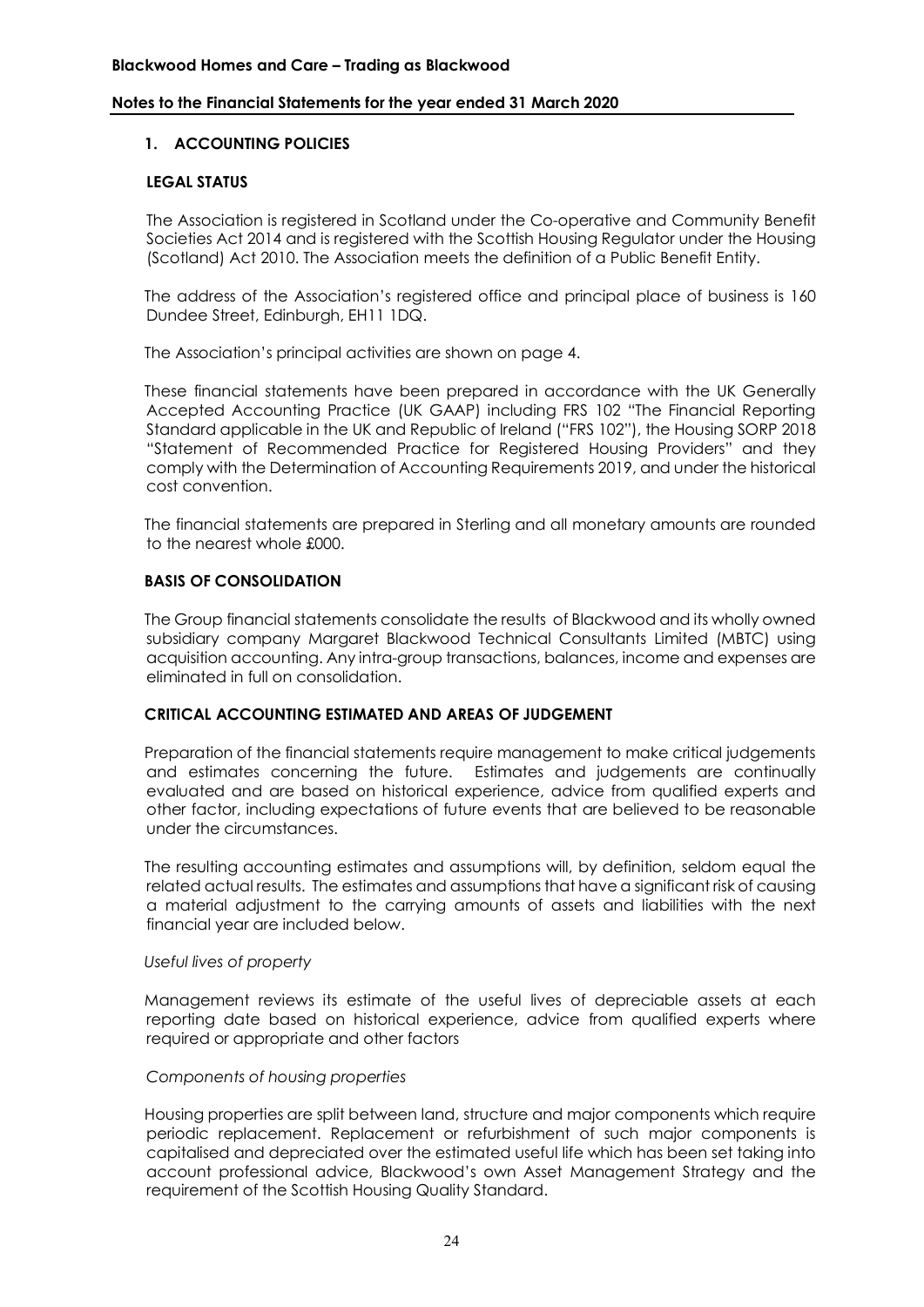## 1. ACCOUNTING POLICIES

### LEGAL STATUS

The Association is registered in Scotland under the Co-operative and Community Benefit Societies Act 2014 and is registered with the Scottish Housing Regulator under the Housing (Scotland) Act 2010. The Association meets the definition of a Public Benefit Entity.

The address of the Association's registered office and principal place of business is 160 Dundee Street, Edinburgh, EH11 1DQ.

The Association's principal activities are shown on page 4.

These financial statements have been prepared in accordance with the UK Generally Accepted Accounting Practice (UK GAAP) including FRS 102 "The Financial Reporting Standard applicable in the UK and Republic of Ireland ("FRS 102"), the Housing SORP 2018 "Statement of Recommended Practice for Registered Housing Providers" and they comply with the Determination of Accounting Requirements 2019, and under the historical cost convention.

The financial statements are prepared in Sterling and all monetary amounts are rounded to the nearest whole £000.

### BASIS OF CONSOLIDATION

The Group financial statements consolidate the results of Blackwood and its wholly owned subsidiary company Margaret Blackwood Technical Consultants Limited (MBTC) using acquisition accounting. Any intra-group transactions, balances, income and expenses are eliminated in full on consolidation.

### CRITICAL ACCOUNTING ESTIMATED AND AREAS OF JUDGEMENT

Preparation of the financial statements require management to make critical judgements and estimates concerning the future. Estimates and judgements are continually evaluated and are based on historical experience, advice from qualified experts and other factor, including expectations of future events that are believed to be reasonable under the circumstances.

The resulting accounting estimates and assumptions will, by definition, seldom equal the related actual results. The estimates and assumptions that have a significant risk of causing a material adjustment to the carrying amounts of assets and liabilities with the next financial year are included below.

*Useful lives of property*

Management reviews its estimate of the useful lives of depreciable assets at each reporting date based on historical experience, advice from qualified experts where required or appropriate and other factors

*Components of housing properties*

Housing properties are split between land, structure and major components which require periodic replacement. Replacement or refurbishment of such major components is capitalised and depreciated over the estimated useful life which has been set taking into account professional advice, Blackwood's own Asset Management Strategy and the requirement of the Scottish Housing Quality Standard.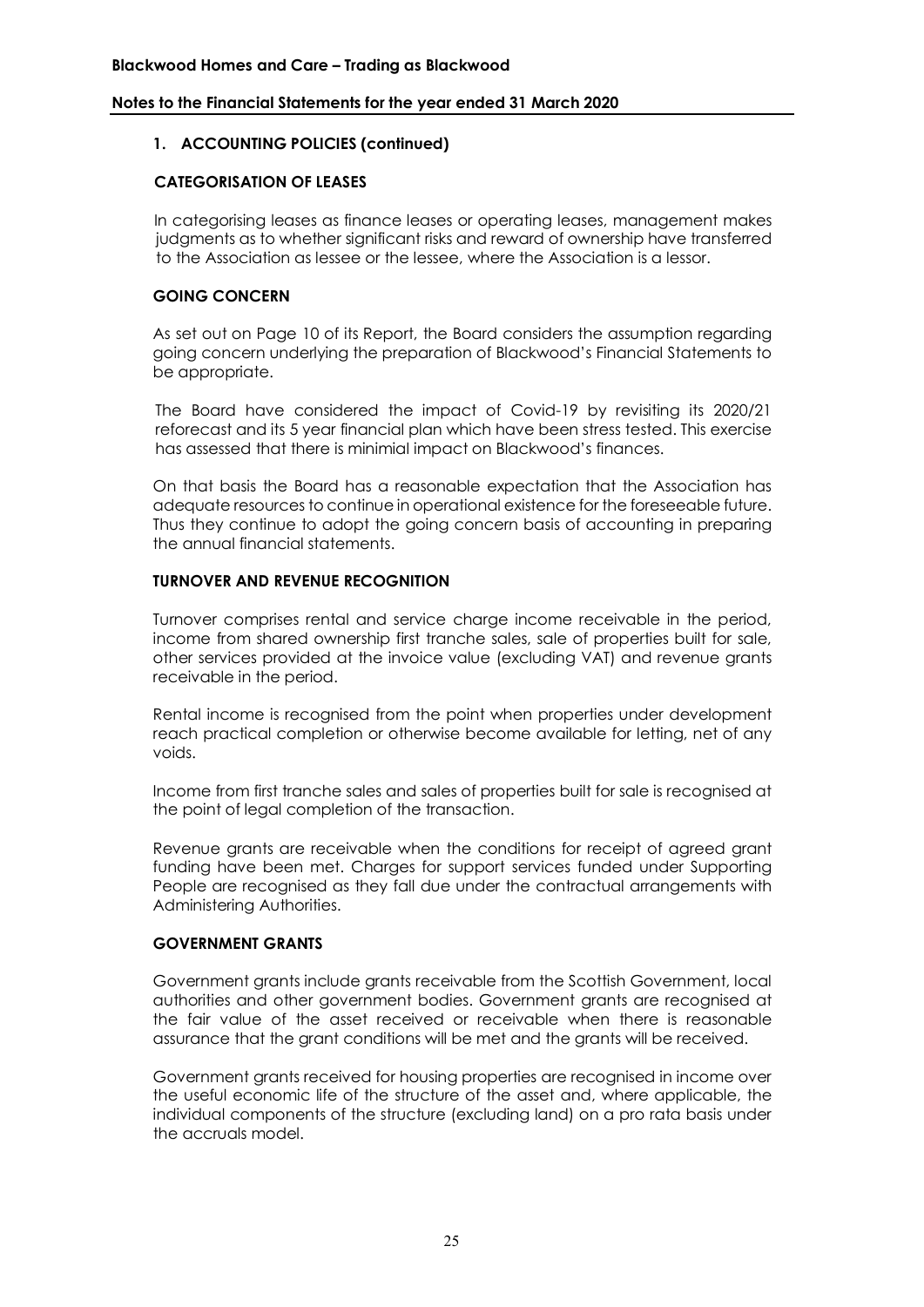## 1. ACCOUNTING POLICIES (continued)

### CATEGORISATION OF LEASES

In categorising leases as finance leases or operating leases, management makes judgments as to whether significant risks and reward of ownership have transferred to the Association as lessee or the lessee, where the Association is a lessor.

### GOING CONCERN

As set out on Page 10 of its Report, the Board considers the assumption regarding going concern underlying the preparation of Blackwood's Financial Statements to be appropriate.

The Board have considered the impact of Covid-19 by revisiting its 2020/21 reforecast and its 5 year financial plan which have been stress tested. This exercise has assessed that there is minimial impact on Blackwood's finances.

On that basis the Board has a reasonable expectation that the Association has adequate resources to continue in operational existence for the foreseeable future. Thus they continue to adopt the going concern basis of accounting in preparing the annual financial statements.

### TURNOVER AND REVENUE RECOGNITION

Turnover comprises rental and service charge income receivable in the period, income from shared ownership first tranche sales, sale of properties built for sale, other services provided at the invoice value (excluding VAT) and revenue grants receivable in the period.

Rental income is recognised from the point when properties under development reach practical completion or otherwise become available for letting, net of any voids.

Income from first tranche sales and sales of properties built for sale is recognised at the point of legal completion of the transaction.

Revenue grants are receivable when the conditions for receipt of agreed grant funding have been met. Charges for support services funded under Supporting People are recognised as they fall due under the contractual arrangements with Administering Authorities.

### GOVERNMENT GRANTS

Government grants include grants receivable from the Scottish Government, local authorities and other government bodies. Government grants are recognised at the fair value of the asset received or receivable when there is reasonable assurance that the grant conditions will be met and the grants will be received.

Government grants received for housing properties are recognised in income over the useful economic life of the structure of the asset and, where applicable, the individual components of the structure (excluding land) on a pro rata basis under the accruals model.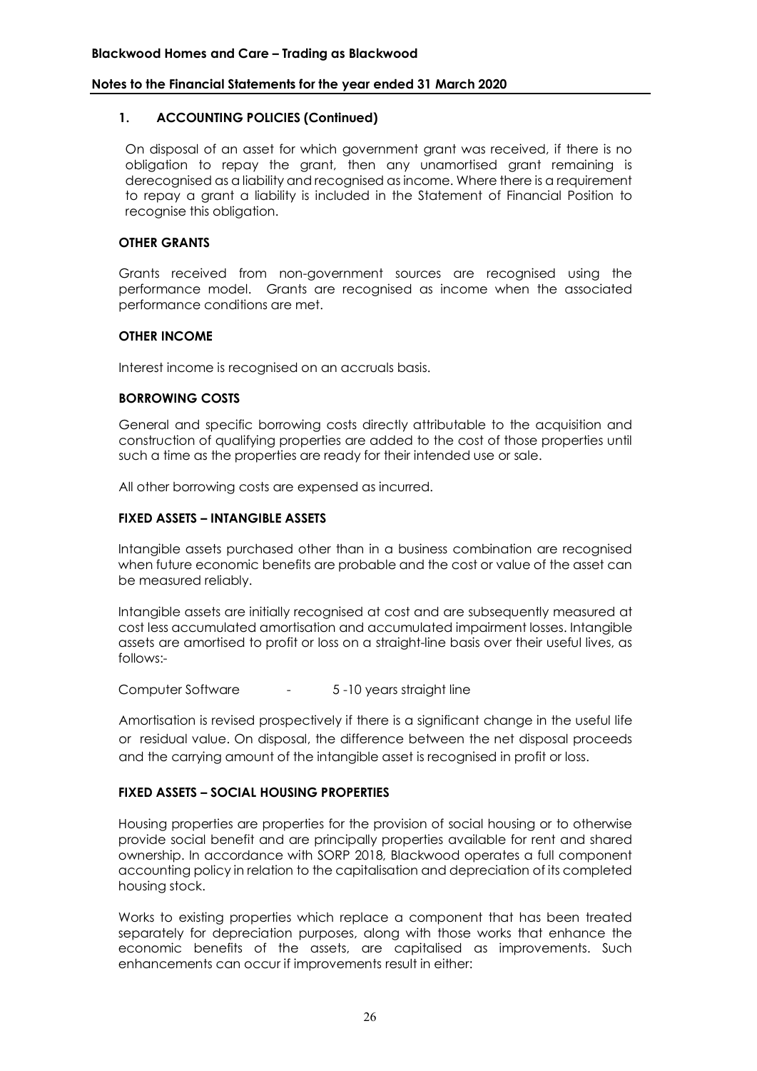## 1. ACCOUNTING POLICIES (Continued)

On disposal of an asset for which government grant was received, if there is no obligation to repay the grant, then any unamortised grant remaining is derecognised as a liability and recognised as income. Where there is a requirement to repay a grant a liability is included in the Statement of Financial Position to recognise this obligation.

### OTHER GRANTS

Grants received from non-government sources are recognised using the performance model. Grants are recognised as income when the associated performance conditions are met.

### OTHER INCOME

Interest income is recognised on an accruals basis.

### BORROWING COSTS

General and specific borrowing costs directly attributable to the acquisition and construction of qualifying properties are added to the cost of those properties until such a time as the properties are ready for their intended use or sale.

All other borrowing costs are expensed as incurred.

### FIXED ASSETS – INTANGIBLE ASSETS

Intangible assets purchased other than in a business combination are recognised when future economic benefits are probable and the cost or value of the asset can be measured reliably.

Intangible assets are initially recognised at cost and are subsequently measured at cost less accumulated amortisation and accumulated impairment losses. Intangible assets are amortised to profit or loss on a straight-line basis over their useful lives, as follows:-

Computer Software - 5 -10 years straight line

Amortisation is revised prospectively if there is a significant change in the useful life or residual value. On disposal, the difference between the net disposal proceeds and the carrying amount of the intangible asset is recognised in profit or loss.

### FIXED ASSETS – SOCIAL HOUSING PROPERTIES

Housing properties are properties for the provision of social housing or to otherwise provide social benefit and are principally properties available for rent and shared ownership. In accordance with SORP 2018, Blackwood operates a full component accounting policy in relation to the capitalisation and depreciation of its completed housing stock.

Works to existing properties which replace a component that has been treated separately for depreciation purposes, along with those works that enhance the economic benefits of the assets, are capitalised as improvements. Such enhancements can occur if improvements result in either: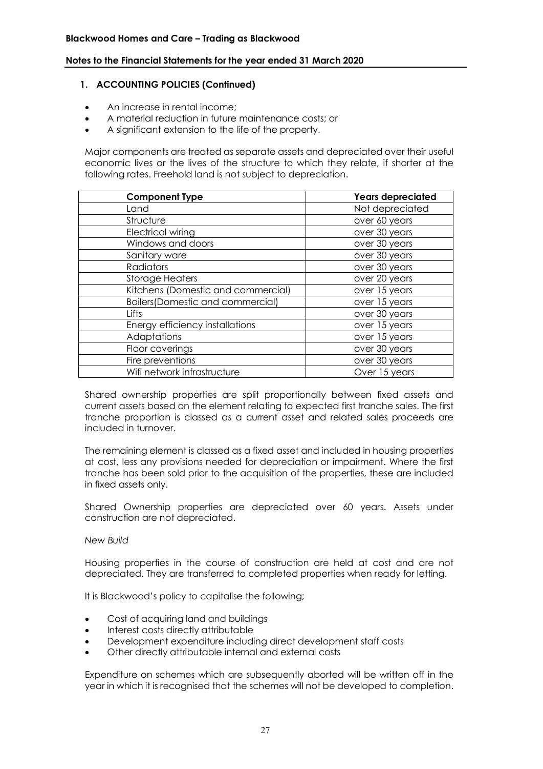## 1. ACCOUNTING POLICIES (Continued)

- An increase in rental income;
- A material reduction in future maintenance costs; or
- A significant extension to the life of the property.

Major components are treated as separate assets and depreciated over their useful economic lives or the lives of the structure to which they relate, if shorter at the following rates. Freehold land is not subject to depreciation.

| Component Type | Years depreciated |
| --- | --- |
| Land | Not depreciated |
| Structure | over 60 years |
| Electrical wiring | over 30 years |
| Windows and doors | over 30 years |
| Sanitary ware | over 30 years |
| Radiators | over 30 years |
| Storage Heaters | over 20 years |
| Kitchens (Domestic and commercial) | over 15 years |
| Boilers(Domestic and commercial) | over 15 years |
| Lifts | over 30 years |
| Energy efficiency installations | over 15 years |
| Adaptations | over 15 years |
| Floor coverings | over 30 years |
| Fire preventions | over 30 years |
| Wifi network infrastructure | Over 15 years |

Shared ownership properties are split proportionally between fixed assets and current assets based on the element relating to expected first tranche sales. The first tranche proportion is classed as a current asset and related sales proceeds are included in turnover.

The remaining element is classed as a fixed asset and included in housing properties at cost, less any provisions needed for depreciation or impairment. Where the first tranche has been sold prior to the acquisition of the properties, these are included in fixed assets only.

Shared Ownership properties are depreciated over 60 years. Assets under construction are not depreciated.

*New Build*

Housing properties in the course of construction are held at cost and are not depreciated. They are transferred to completed properties when ready for letting.

It is Blackwood's policy to capitalise the following;

- Cost of acquiring land and buildings
- Interest costs directly attributable
- Development expenditure including direct development staff costs
- Other directly attributable internal and external costs

Expenditure on schemes which are subsequently aborted will be written off in the year in which it is recognised that the schemes will not be developed to completion.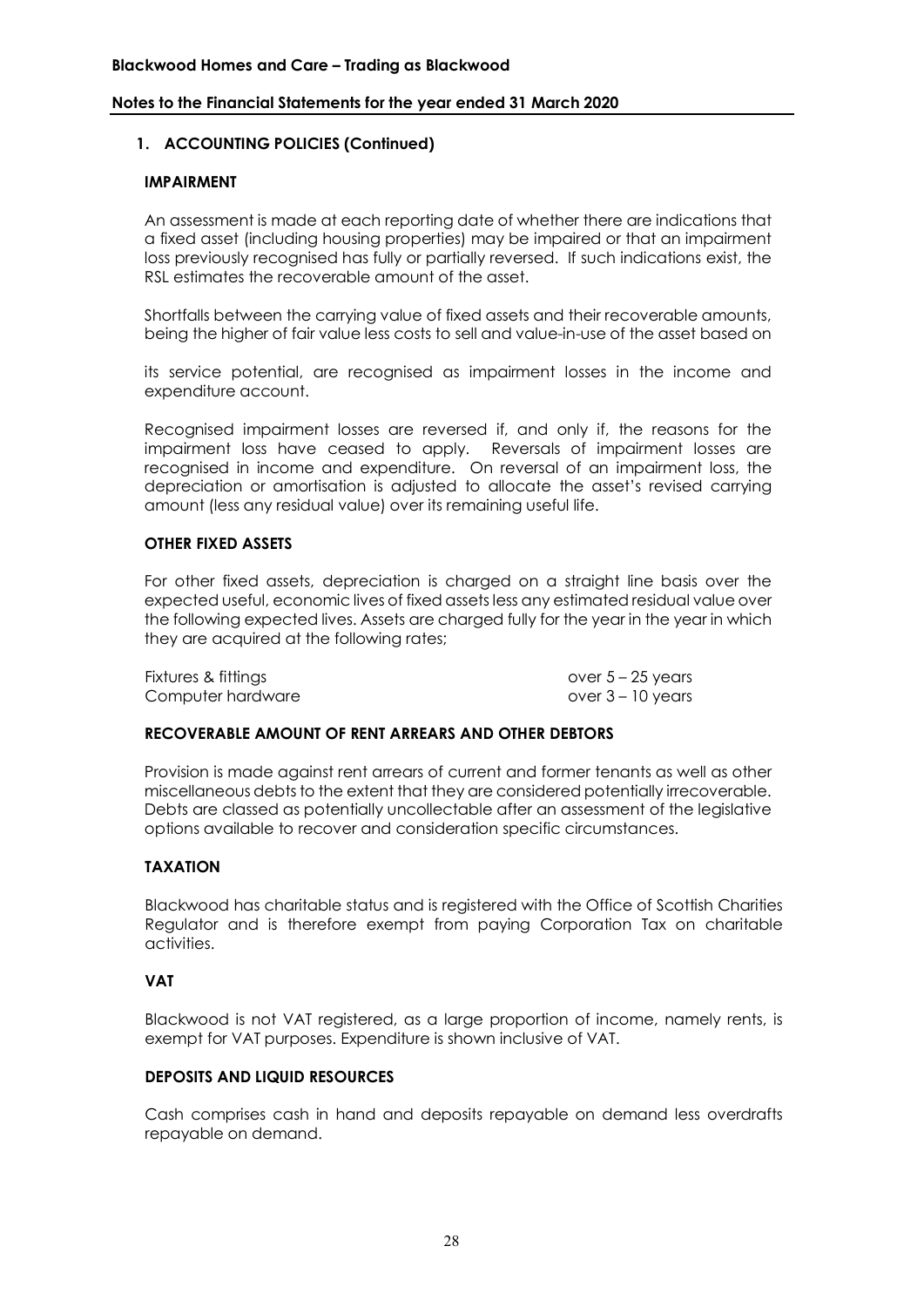## 1. ACCOUNTING POLICIES (Continued)

### IMPAIRMENT

An assessment is made at each reporting date of whether there are indications that a fixed asset (including housing properties) may be impaired or that an impairment loss previously recognised has fully or partially reversed. If such indications exist, the RSL estimates the recoverable amount of the asset.

Shortfalls between the carrying value of fixed assets and their recoverable amounts, being the higher of fair value less costs to sell and value-in-use of the asset based on its service potential, are recognised as impairment losses in the income and expenditure account.

Recognised impairment losses are reversed if, and only if, the reasons for the impairment loss have ceased to apply. Reversals of impairment losses are recognised in income and expenditure. On reversal of an impairment loss, the depreciation or amortisation is adjusted to allocate the asset's revised carrying amount (less any residual value) over its remaining useful life.

### OTHER FIXED ASSETS

For other fixed assets, depreciation is charged on a straight line basis over the expected useful, economic lives of fixed assets less any estimated residual value over the following expected lives. Assets are charged fully for the year in the year in which they are acquired at the following rates;

| | |
|---|---|
| Fixtures & fittings | over 5 – 25 years |
| Computer hardware | over 3 – 10 years |

### RECOVERABLE AMOUNT OF RENT ARREARS AND OTHER DEBTORS

Provision is made against rent arrears of current and former tenants as well as other miscellaneous debts to the extent that they are considered potentially irrecoverable. Debts are classed as potentially uncollectable after an assessment of the legislative options available to recover and consideration specific circumstances.

### TAXATION

Blackwood has charitable status and is registered with the Office of Scottish Charities Regulator and is therefore exempt from paying Corporation Tax on charitable activities.

### VAT

Blackwood is not VAT registered, as a large proportion of income, namely rents, is exempt for VAT purposes. Expenditure is shown inclusive of VAT.

### DEPOSITS AND LIQUID RESOURCES

Cash comprises cash in hand and deposits repayable on demand less overdrafts repayable on demand.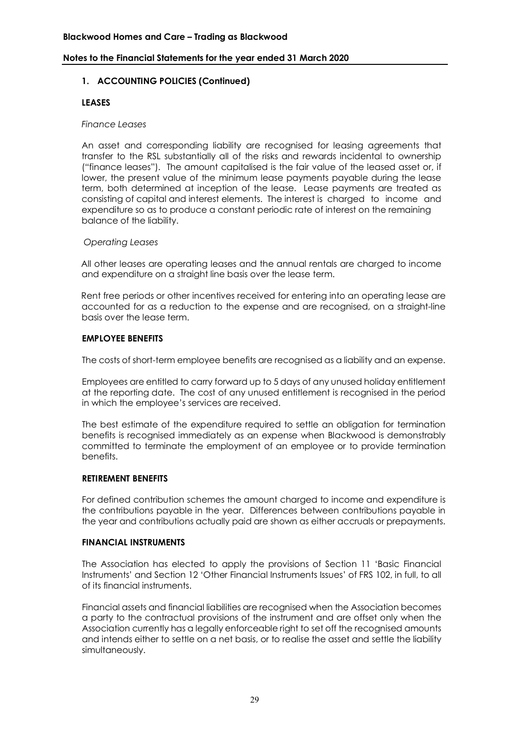## 1. ACCOUNTING POLICIES (Continued)

### LEASES

*Finance Leases*

An asset and corresponding liability are recognised for leasing agreements that transfer to the RSL substantially all of the risks and rewards incidental to ownership ("finance leases"). The amount capitalised is the fair value of the leased asset or, if lower, the present value of the minimum lease payments payable during the lease term, both determined at inception of the lease. Lease payments are treated as consisting of capital and interest elements. The interest is charged to income and expenditure so as to produce a constant periodic rate of interest on the remaining balance of the liability.

*Operating Leases*

All other leases are operating leases and the annual rentals are charged to income and expenditure on a straight line basis over the lease term.

Rent free periods or other incentives received for entering into an operating lease are accounted for as a reduction to the expense and are recognised, on a straight-line basis over the lease term.

### EMPLOYEE BENEFITS

The costs of short-term employee benefits are recognised as a liability and an expense.

Employees are entitled to carry forward up to 5 days of any unused holiday entitlement at the reporting date. The cost of any unused entitlement is recognised in the period in which the employee's services are received.

The best estimate of the expenditure required to settle an obligation for termination benefits is recognised immediately as an expense when Blackwood is demonstrably committed to terminate the employment of an employee or to provide termination benefits.

### RETIREMENT BENEFITS

For defined contribution schemes the amount charged to income and expenditure is the contributions payable in the year. Differences between contributions payable in the year and contributions actually paid are shown as either accruals or prepayments.

### FINANCIAL INSTRUMENTS

The Association has elected to apply the provisions of Section 11 'Basic Financial Instruments' and Section 12 'Other Financial Instruments Issues' of FRS 102, in full, to all of its financial instruments.

Financial assets and financial liabilities are recognised when the Association becomes a party to the contractual provisions of the instrument and are offset only when the Association currently has a legally enforceable right to set off the recognised amounts and intends either to settle on a net basis, or to realise the asset and settle the liability simultaneously.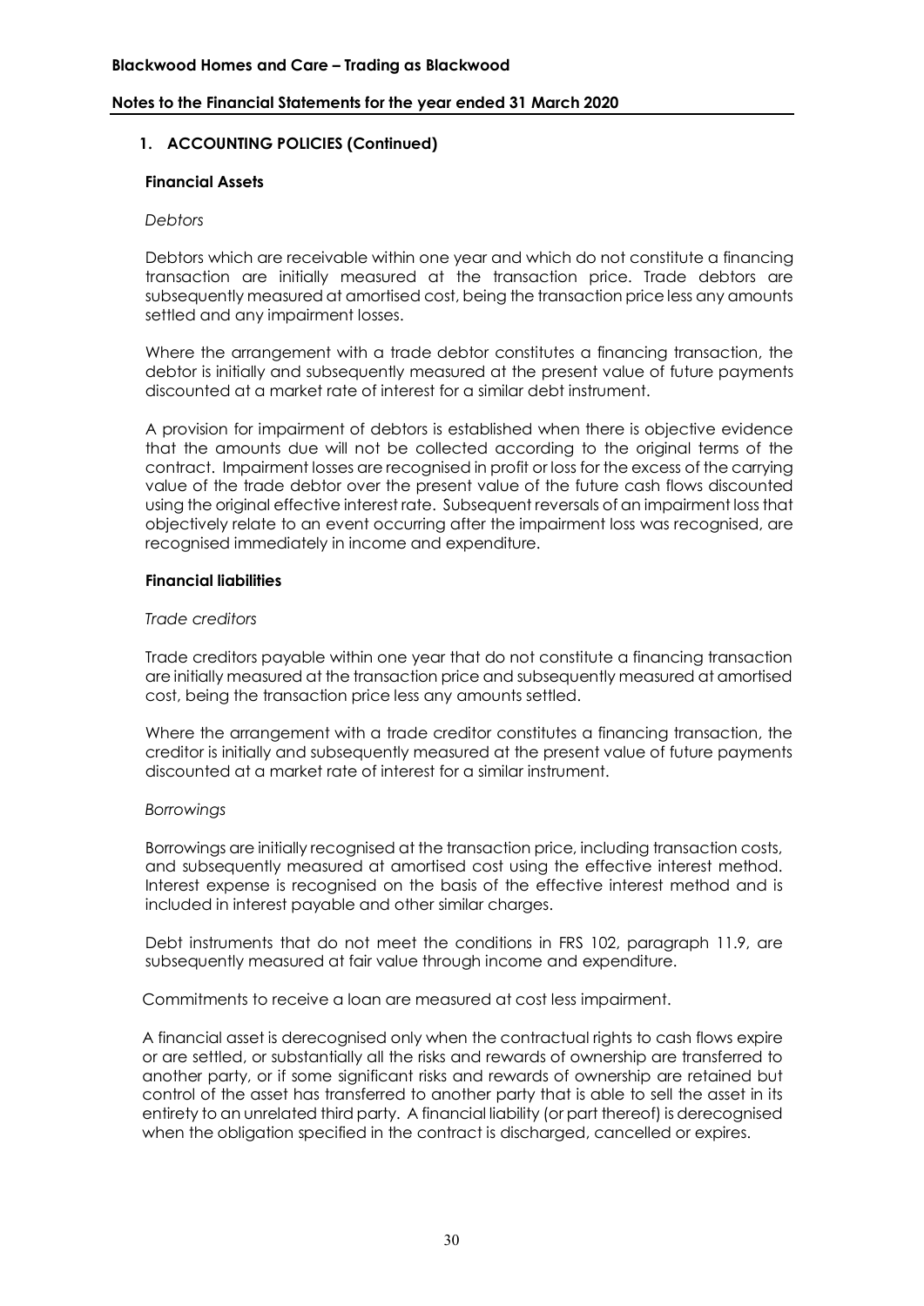## 1. ACCOUNTING POLICIES (Continued)

### Financial Assets

*Debtors*

Debtors which are receivable within one year and which do not constitute a financing transaction are initially measured at the transaction price. Trade debtors are subsequently measured at amortised cost, being the transaction price less any amounts settled and any impairment losses.

Where the arrangement with a trade debtor constitutes a financing transaction, the debtor is initially and subsequently measured at the present value of future payments discounted at a market rate of interest for a similar debt instrument.

A provision for impairment of debtors is established when there is objective evidence that the amounts due will not be collected according to the original terms of the contract. Impairment losses are recognised in profit or loss for the excess of the carrying value of the trade debtor over the present value of the future cash flows discounted using the original effective interest rate. Subsequent reversals of an impairment loss that objectively relate to an event occurring after the impairment loss was recognised, are recognised immediately in income and expenditure.

### Financial liabilities

*Trade creditors*

Trade creditors payable within one year that do not constitute a financing transaction are initially measured at the transaction price and subsequently measured at amortised cost, being the transaction price less any amounts settled.

Where the arrangement with a trade creditor constitutes a financing transaction, the creditor is initially and subsequently measured at the present value of future payments discounted at a market rate of interest for a similar instrument.

*Borrowings*

Borrowings are initially recognised at the transaction price, including transaction costs, and subsequently measured at amortised cost using the effective interest method. Interest expense is recognised on the basis of the effective interest method and is included in interest payable and other similar charges.

Debt instruments that do not meet the conditions in FRS 102, paragraph 11.9, are subsequently measured at fair value through income and expenditure.

Commitments to receive a loan are measured at cost less impairment.

A financial asset is derecognised only when the contractual rights to cash flows expire or are settled, or substantially all the risks and rewards of ownership are transferred to another party, or if some significant risks and rewards of ownership are retained but control of the asset has transferred to another party that is able to sell the asset in its entirety to an unrelated third party. A financial liability (or part thereof) is derecognised when the obligation specified in the contract is discharged, cancelled or expires.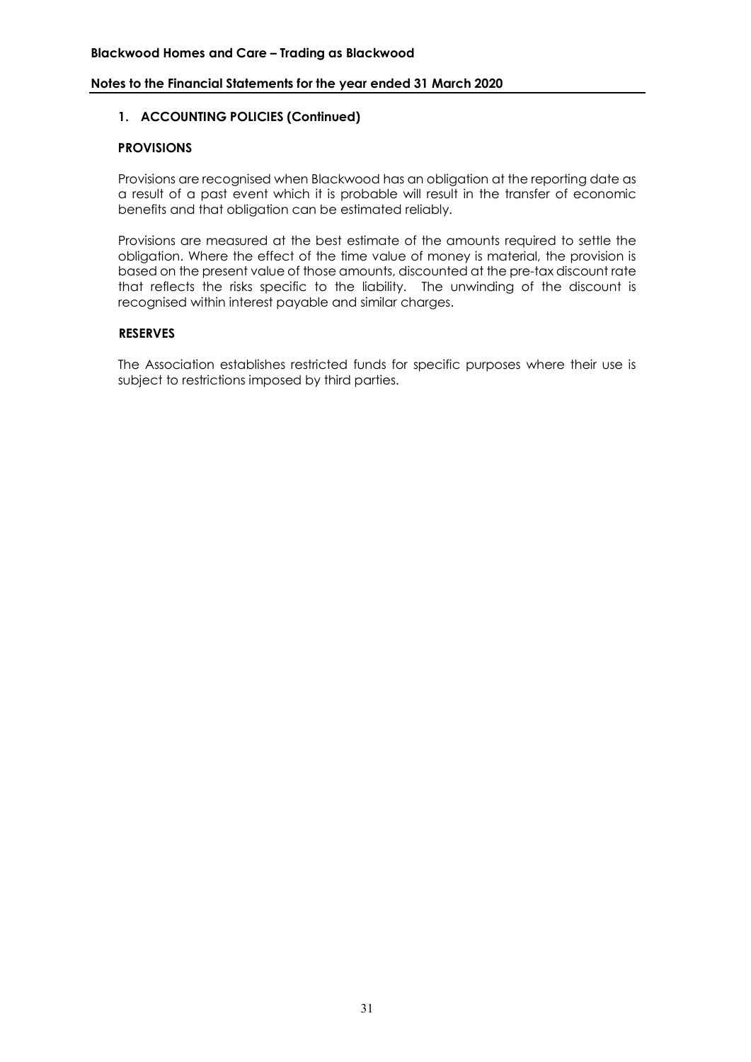## 1. ACCOUNTING POLICIES (Continued)

### PROVISIONS

Provisions are recognised when Blackwood has an obligation at the reporting date as a result of a past event which it is probable will result in the transfer of economic benefits and that obligation can be estimated reliably.

Provisions are measured at the best estimate of the amounts required to settle the obligation. Where the effect of the time value of money is material, the provision is based on the present value of those amounts, discounted at the pre-tax discount rate that reflects the risks specific to the liability. The unwinding of the discount is recognised within interest payable and similar charges.

### RESERVES

The Association establishes restricted funds for specific purposes where their use is subject to restrictions imposed by third parties.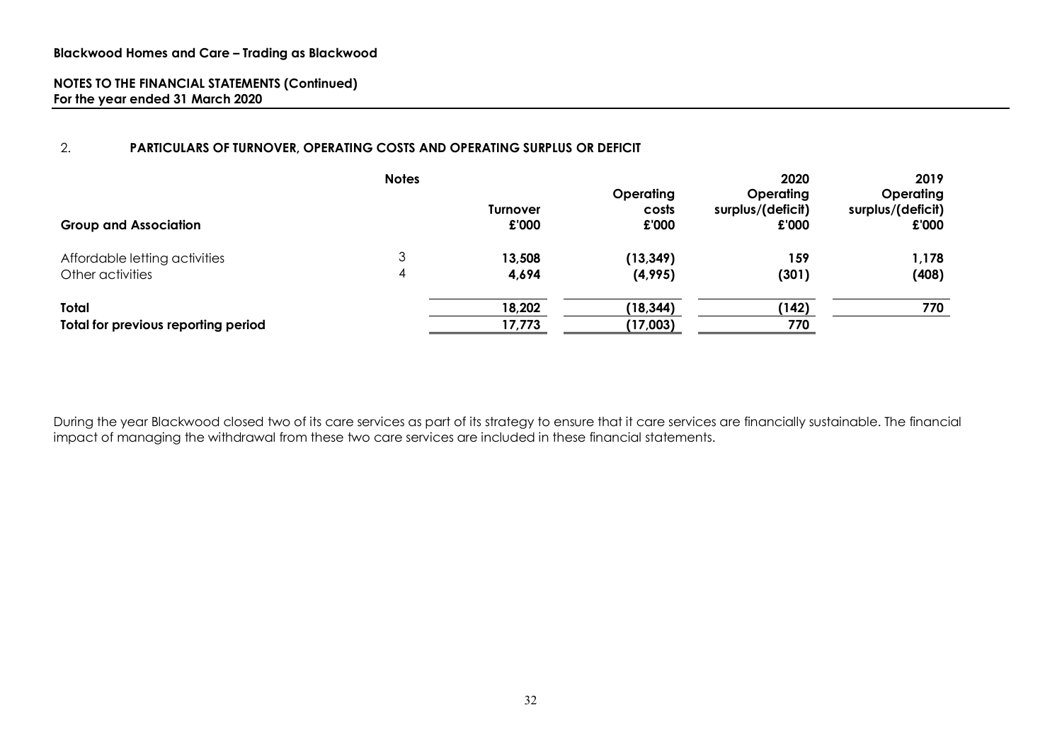**Blackwood Homes and Care – Trading as Blackwood**

**NOTES TO THE FINANCIAL STATEMENTS (Continued)**
**For the year ended 31 March 2020**

## 2. PARTICULARS OF TURNOVER, OPERATING COSTS AND OPERATING SURPLUS OR DEFICIT

| Group and Association | Notes | Turnover £'000 | Operating costs £'000 | 2020 Operating surplus/(deficit) £'000 | 2019 Operating surplus/(deficit) £'000 |
|---|---|---|---|---|---|
| Affordable letting activities | 3 | 13,508 | (13,349) | 159 | 1,178 |
| Other activities | 4 | 4,694 | (4,995) | (301) | (408) |
| **Total** | | **18,202** | **(18,344)** | **(142)** | **770** |
| **Total for previous reporting period** | | **17,773** | **(17,003)** | **770** | |

During the year Blackwood closed two of its care services as part of its strategy to ensure that it care services are financially sustainable. The financial impact of managing the withdrawal from these two care services are included in these financial statements.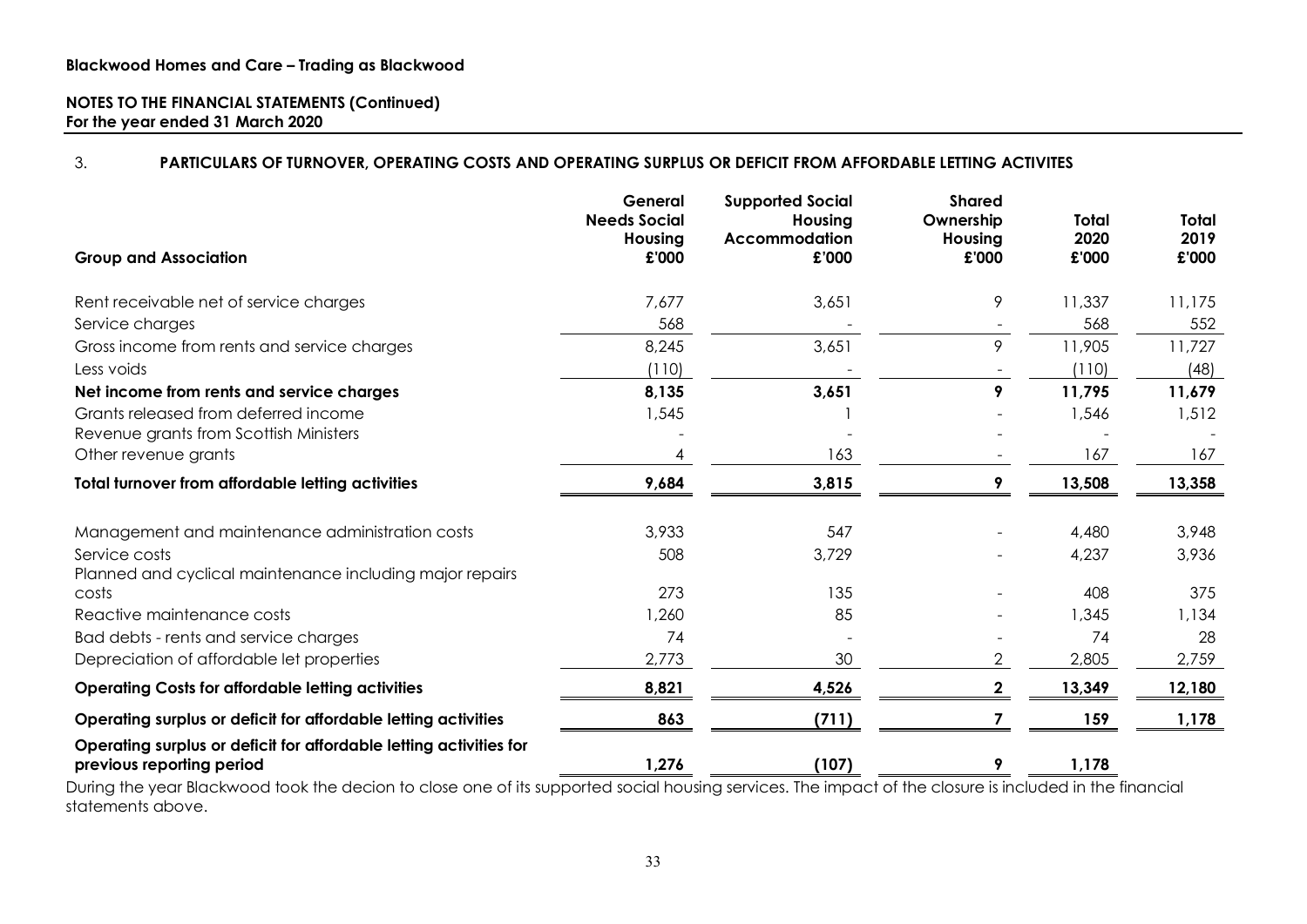**Blackwood Homes and Care – Trading as Blackwood**

**NOTES TO THE FINANCIAL STATEMENTS (Continued)**
**For the year ended 31 March 2020**

## 3. PARTICULARS OF TURNOVER, OPERATING COSTS AND OPERATING SURPLUS OR DEFICIT FROM AFFORDABLE LETTING ACTIVITES

| Group and Association | General Needs Social Housing £'000 | Supported Social Housing Accommodation £'000 | Shared Ownership Housing £'000 | Total 2020 £'000 | Total 2019 £'000 |
|---|---|---|---|---|---|
| Rent receivable net of service charges | 7,677 | 3,651 | 9 | 11,337 | 11,175 |
| Service charges | 568 | - | - | 568 | 552 |
| Gross income from rents and service charges | 8,245 | 3,651 | 9 | 11,905 | 11,727 |
| Less voids | (110) | - | - | (110) | (48) |
| **Net income from rents and service charges** | **8,135** | **3,651** | **9** | **11,795** | **11,679** |
| Grants released from deferred income | 1,545 | 1 | - | 1,546 | 1,512 |
| Revenue grants from Scottish Ministers | - | - | - | - | - |
| Other revenue grants | 4 | 163 | - | 167 | 167 |
| **Total turnover from affordable letting activities** | **9,684** | **3,815** | **9** | **13,508** | **13,358** |
| Management and maintenance administration costs | 3,933 | 547 | - | 4,480 | 3,948 |
| Service costs | 508 | 3,729 | - | 4,237 | 3,936 |
| Planned and cyclical maintenance including major repairs costs | 273 | 135 | - | 408 | 375 |
| Reactive maintenance costs | 1,260 | 85 | - | 1,345 | 1,134 |
| Bad debts - rents and service charges | 74 | - | - | 74 | 28 |
| Depreciation of affordable let properties | 2,773 | 30 | 2 | 2,805 | 2,759 |
| **Operating Costs for affordable letting activities** | **8,821** | **4,526** | **2** | **13,349** | **12,180** |
| **Operating surplus or deficit for affordable letting activities** | **863** | **(711)** | **7** | **159** | **1,178** |
| **Operating surplus or deficit for affordable letting activities for previous reporting period** | **1,276** | **(107)** | **9** | **1,178** | |

During the year Blackwood took the decion to close one of its supported social housing services. The impact of the closure is included in the financial statements above.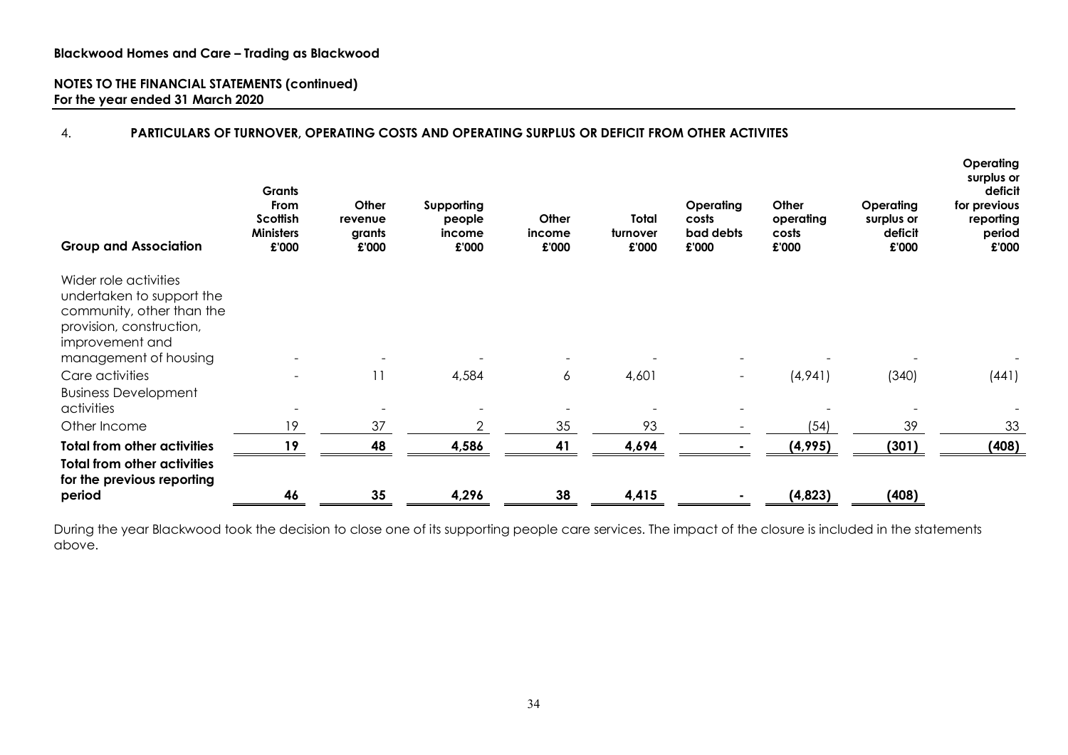**Blackwood Homes and Care – Trading as Blackwood**

**NOTES TO THE FINANCIAL STATEMENTS (continued)**
**For the year ended 31 March 2020**

## 4. PARTICULARS OF TURNOVER, OPERATING COSTS AND OPERATING SURPLUS OR DEFICIT FROM OTHER ACTIVITES

| Group and Association | Grants From Scottish Ministers £'000 | Other revenue grants £'000 | Supporting people income £'000 | Other income £'000 | Total turnover £'000 | Operating costs bad debts £'000 | Other operating costs £'000 | Operating surplus or deficit £'000 | Operating surplus or deficit for previous reporting period £'000 |
|---|---|---|---|---|---|---|---|---|---|
| Wider role activities undertaken to support the community, other than the provision, construction, improvement and management of housing | - | - | - | - | - | - | - | - | - |
| Care activities | - | 11 | 4,584 | 6 | 4,601 | - | (4,941) | (340) | (441) |
| Business Development activities | - | - | - | - | - | - | - | - | - |
| Other Income | 19 | 37 | 2 | 35 | 93 | - | (54) | 39 | 33 |
| **Total from other activities** | **19** | **48** | **4,586** | **41** | **4,694** | **-** | **(4,995)** | **(301)** | **(408)** |
| **Total from other activities for the previous reporting period** | **46** | **35** | **4,296** | **38** | **4,415** | **-** | **(4,823)** | **(408)** | |

During the year Blackwood took the decision to close one of its supporting people care services. The impact of the closure is included in the statements above.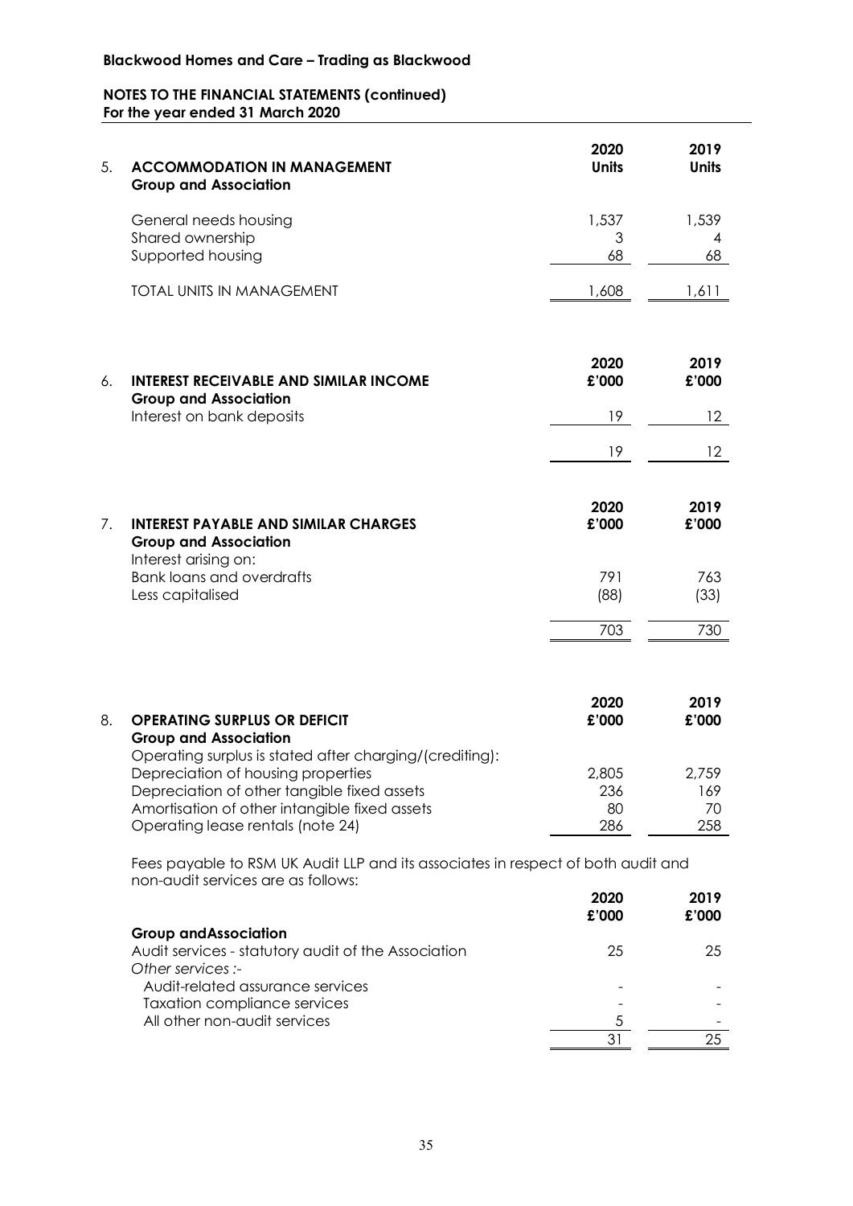**Blackwood Homes and Care – Trading as Blackwood**

**NOTES TO THE FINANCIAL STATEMENTS (continued)**
**For the year ended 31 March 2020**

## 5. ACCOMMODATION IN MANAGEMENT

| **Group and Association** | **2020 Units** | **2019 Units** |
|---|---|---|
| General needs housing | 1,537 | 1,539 |
| Shared ownership | 3 | 4 |
| Supported housing | 68 | 68 |
| TOTAL UNITS IN MANAGEMENT | 1,608 | 1,611 |

## 6. INTEREST RECEIVABLE AND SIMILAR INCOME

| **Group and Association** | **2020 £'000** | **2019 £'000** |
|---|---|---|
| Interest on bank deposits | 19 | 12 |
| | 19 | 12 |

## 7. INTEREST PAYABLE AND SIMILAR CHARGES

| **Group and Association** | **2020 £'000** | **2019 £'000** |
|---|---|---|
| Interest arising on: | | |
| Bank loans and overdrafts | 791 | 763 |
| Less capitalised | (88) | (33) |
| | 703 | 730 |

## 8. OPERATING SURPLUS OR DEFICIT

| **Group and Association** | **2020 £'000** | **2019 £'000** |
|---|---|---|
| Operating surplus is stated after charging/(crediting): | | |
| Depreciation of housing properties | 2,805 | 2,759 |
| Depreciation of other tangible fixed assets | 236 | 169 |
| Amortisation of other intangible fixed assets | 80 | 70 |
| Operating lease rentals (note 24) | 286 | 258 |

Fees payable to RSM UK Audit LLP and its associates in respect of both audit and non-audit services are as follows:

| | **2020 £'000** | **2019 £'000** |
|---|---|---|
| **Group andAssociation** | | |
| Audit services - statutory audit of the Association | 25 | 25 |
| *Other services :-* | | |
| Audit-related assurance services | - | - |
| Taxation compliance services | - | - |
| All other non-audit services | 5 | - |
| | 31 | 25 |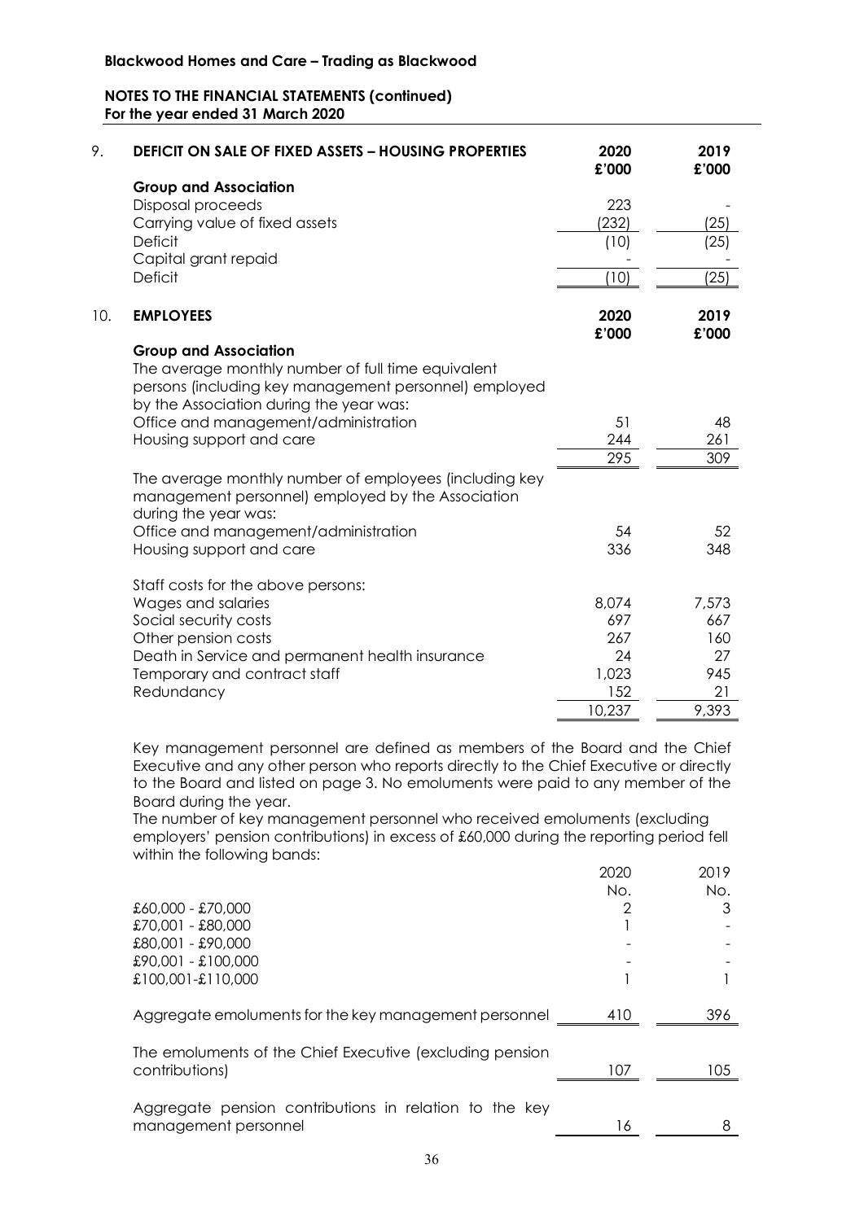**Blackwood Homes and Care – Trading as Blackwood**

**NOTES TO THE FINANCIAL STATEMENTS (continued)**
**For the year ended 31 March 2020**

## 9. DEFICIT ON SALE OF FIXED ASSETS – HOUSING PROPERTIES

| | 2020 £'000 | 2019 £'000 |
|---|---|---|
| **Group and Association** | | |
| Disposal proceeds | 223 | - |
| Carrying value of fixed assets | (232) | (25) |
| Deficit | (10) | (25) |
| Capital grant repaid | - | - |
| Deficit | (10) | (25) |

## 10. EMPLOYEES

| | 2020 £'000 | 2019 £'000 |
|---|---|---|
| **Group and Association** | | |
| The average monthly number of full time equivalent persons (including key management personnel) employed by the Association during the year was: | | |
| Office and management/administration | 51 | 48 |
| Housing support and care | 244 | 261 |
| | 295 | 309 |
| The average monthly number of employees (including key management personnel) employed by the Association during the year was: | | |
| Office and management/administration | 54 | 52 |
| Housing support and care | 336 | 348 |
| Staff costs for the above persons: | | |
| Wages and salaries | 8,074 | 7,573 |
| Social security costs | 697 | 667 |
| Other pension costs | 267 | 160 |
| Death in Service and permanent health insurance | 24 | 27 |
| Temporary and contract staff | 1,023 | 945 |
| Redundancy | 152 | 21 |
| | 10,237 | 9,393 |

Key management personnel are defined as members of the Board and the Chief Executive and any other person who reports directly to the Chief Executive or directly to the Board and listed on page 3. No emoluments were paid to any member of the Board during the year.

The number of key management personnel who received emoluments (excluding employers' pension contributions) in excess of £60,000 during the reporting period fell within the following bands:

| | 2020 No. | 2019 No. |
|---|---|---|
| £60,000 - £70,000 | 2 | 3 |
| £70,001 - £80,000 | 1 | - |
| £80,001 - £90,000 | - | - |
| £90,001 - £100,000 | - | - |
| £100,001-£110,000 | 1 | 1 |
| Aggregate emoluments for the key management personnel | 410 | 396 |
| The emoluments of the Chief Executive (excluding pension contributions) | 107 | 105 |
| Aggregate pension contributions in relation to the key management personnel | 16 | 8 |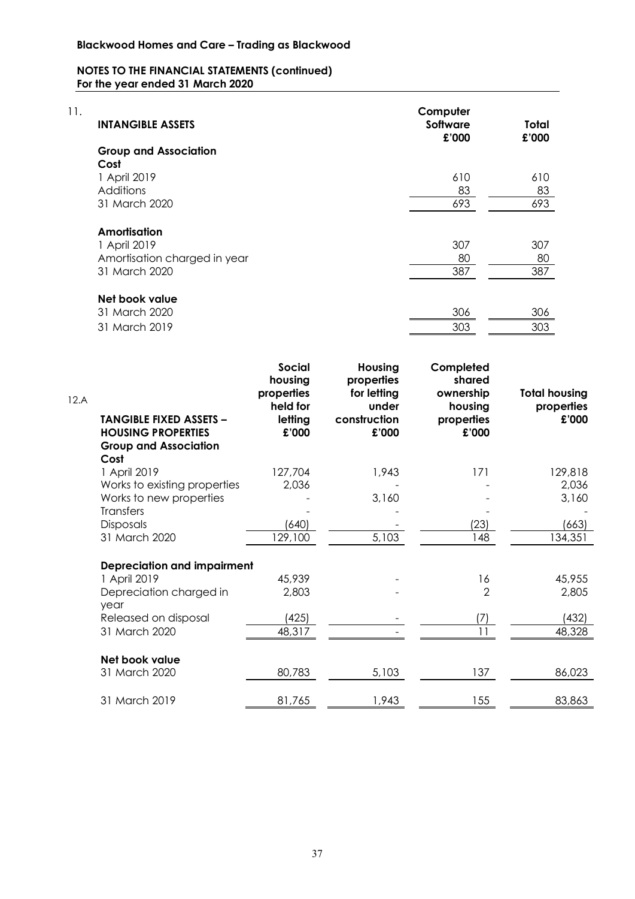**Blackwood Homes and Care – Trading as Blackwood**

**NOTES TO THE FINANCIAL STATEMENTS (continued)**
**For the year ended 31 March 2020**

11.

| **INTANGIBLE ASSETS** | **Computer Software £'000** | **Total £'000** |
|---|---|---|
| **Group and Association** | | |
| **Cost** | | |
| 1 April 2019 | 610 | 610 |
| Additions | 83 | 83 |
| 31 March 2020 | 693 | 693 |
| | | |
| **Amortisation** | | |
| 1 April 2019 | 307 | 307 |
| Amortisation charged in year | 80 | 80 |
| 31 March 2020 | 387 | 387 |
| | | |
| **Net book value** | | |
| 31 March 2020 | 306 | 306 |
| 31 March 2019 | 303 | 303 |

12.A

| **TANGIBLE FIXED ASSETS – HOUSING PROPERTIES** | **Social housing properties held for letting £'000** | **Housing properties for letting under construction £'000** | **Completed shared ownership housing properties £'000** | **Total housing properties £'000** |
|---|---|---|---|---|
| **Group and Association** | | | | |
| **Cost** | | | | |
| 1 April 2019 | 127,704 | 1,943 | 171 | 129,818 |
| Works to existing properties | 2,036 | - | - | 2,036 |
| Works to new properties | - | 3,160 | - | 3,160 |
| Transfers | - | - | - | - |
| Disposals | (640) | - | (23) | (663) |
| 31 March 2020 | 129,100 | 5,103 | 148 | 134,351 |
| | | | | |
| **Depreciation and impairment** | | | | |
| 1 April 2019 | 45,939 | - | 16 | 45,955 |
| Depreciation charged in year | 2,803 | - | 2 | 2,805 |
| Released on disposal | (425) | - | (7) | (432) |
| 31 March 2020 | 48,317 | - | 11 | 48,328 |
| | | | | |
| **Net book value** | | | | |
| 31 March 2020 | 80,783 | 5,103 | 137 | 86,023 |
| | | | | |
| 31 March 2019 | 81,765 | 1,943 | 155 | 83,863 |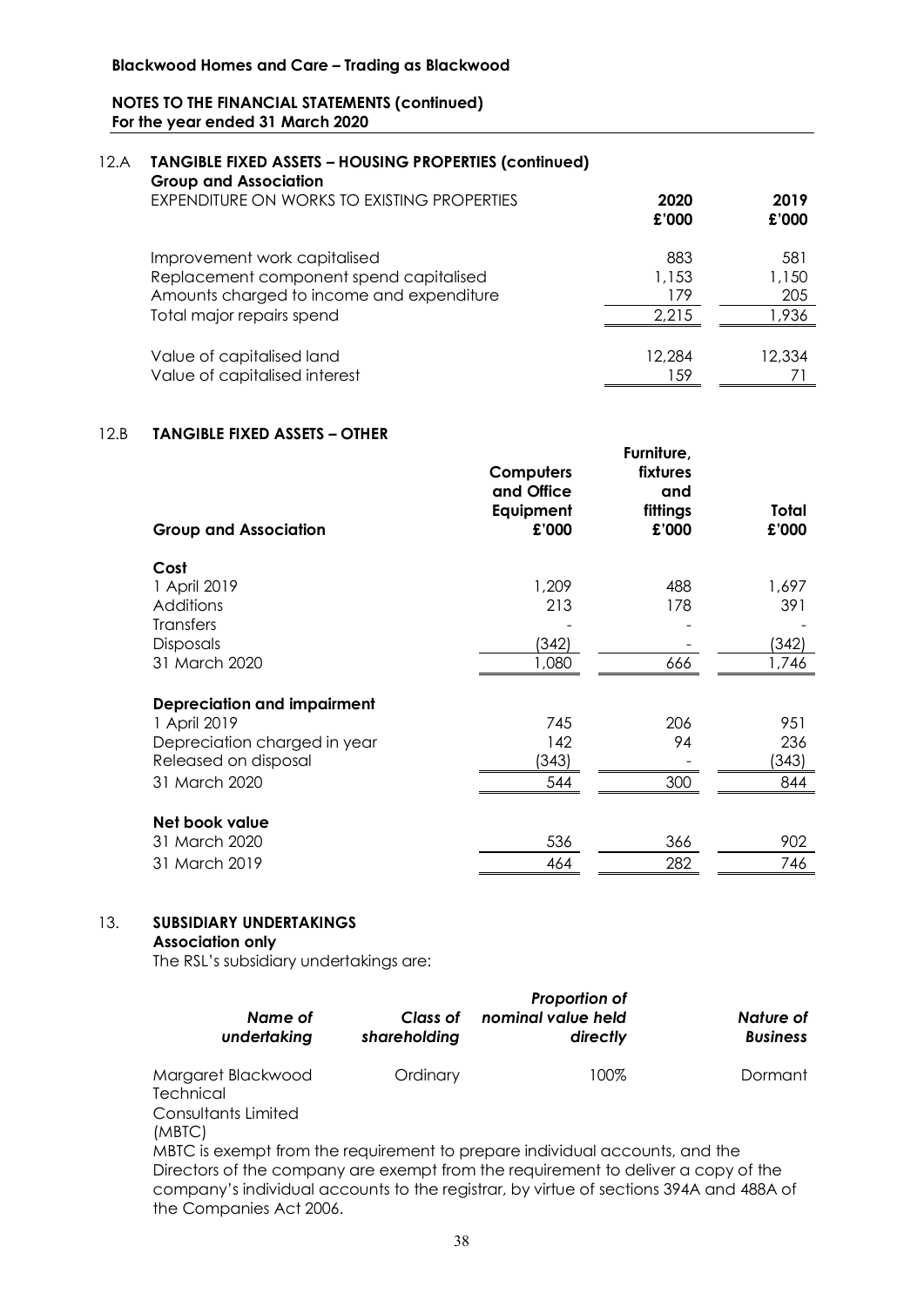**Blackwood Homes and Care – Trading as Blackwood**

**NOTES TO THE FINANCIAL STATEMENTS (continued)**
**For the year ended 31 March 2020**

## 12.A TANGIBLE FIXED ASSETS – HOUSING PROPERTIES (continued)

**Group and Association**

| EXPENDITURE ON WORKS TO EXISTING PROPERTIES | 2020 £'000 | 2019 £'000 |
|---|---|---|
| Improvement work capitalised | 883 | 581 |
| Replacement component spend capitalised | 1,153 | 1,150 |
| Amounts charged to income and expenditure | 179 | 205 |
| Total major repairs spend | 2,215 | 1,936 |
| | | |
| Value of capitalised land | 12,284 | 12,334 |
| Value of capitalised interest | 159 | 71 |

## 12.B TANGIBLE FIXED ASSETS – OTHER

| Group and Association | Computers and Office Equipment £'000 | Furniture, fixtures and fittings £'000 | Total £'000 |
|---|---|---|---|
| **Cost** | | | |
| 1 April 2019 | 1,209 | 488 | 1,697 |
| Additions | 213 | 178 | 391 |
| Transfers | - | - | - |
| Disposals | (342) | - | (342) |
| 31 March 2020 | 1,080 | 666 | 1,746 |
| | | | |
| **Depreciation and impairment** | | | |
| 1 April 2019 | 745 | 206 | 951 |
| Depreciation charged in year | 142 | 94 | 236 |
| Released on disposal | (343) | - | (343) |
| 31 March 2020 | 544 | 300 | 844 |
| | | | |
| **Net book value** | | | |
| 31 March 2020 | 536 | 366 | 902 |
| 31 March 2019 | 464 | 282 | 746 |

## 13. SUBSIDIARY UNDERTAKINGS

**Association only**

The RSL's subsidiary undertakings are:

| *Name of undertaking* | *Class of shareholding* | *Proportion of nominal value held directly* | *Nature of Business* |
|---|---|---|---|
| Margaret Blackwood Technical Consultants Limited (MBTC) | Ordinary | 100% | Dormant |

MBTC is exempt from the requirement to prepare individual accounts, and the Directors of the company are exempt from the requirement to deliver a copy of the company's individual accounts to the registrar, by virtue of sections 394A and 488A of the Companies Act 2006.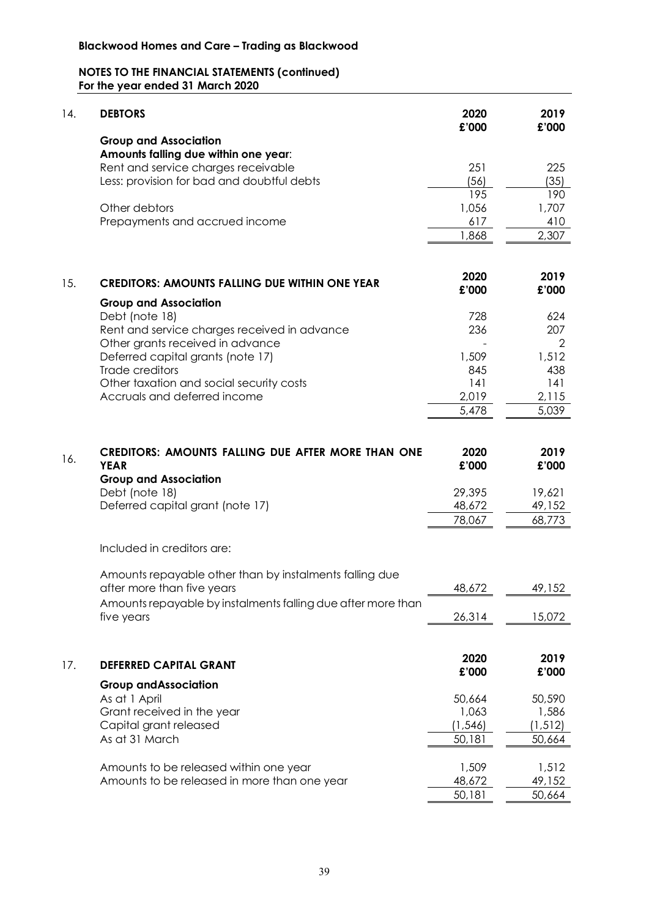**Blackwood Homes and Care – Trading as Blackwood**

**NOTES TO THE FINANCIAL STATEMENTS (continued)**
**For the year ended 31 March 2020**

## 14. DEBTORS

| | 2020 £'000 | 2019 £'000 |
|---|---|---|
| **Group and Association** | | |
| **Amounts falling due within one year**: | | |
| Rent and service charges receivable | 251 | 225 |
| Less: provision for bad and doubtful debts | (56) | (35) |
| | 195 | 190 |
| Other debtors | 1,056 | 1,707 |
| Prepayments and accrued income | 617 | 410 |
| | 1,868 | 2,307 |

## 15. CREDITORS: AMOUNTS FALLING DUE WITHIN ONE YEAR

| | 2020 £'000 | 2019 £'000 |
|---|---|---|
| **Group and Association** | | |
| Debt (note 18) | 728 | 624 |
| Rent and service charges received in advance | 236 | 207 |
| Other grants received in advance | - | 2 |
| Deferred capital grants (note 17) | 1,509 | 1,512 |
| Trade creditors | 845 | 438 |
| Other taxation and social security costs | 141 | 141 |
| Accruals and deferred income | 2,019 | 2,115 |
| | 5,478 | 5,039 |

## 16. CREDITORS: AMOUNTS FALLING DUE AFTER MORE THAN ONE YEAR

| | 2020 £'000 | 2019 £'000 |
|---|---|---|
| **Group and Association** | | |
| Debt (note 18) | 29,395 | 19,621 |
| Deferred capital grant (note 17) | 48,672 | 49,152 |
| | 78,067 | 68,773 |

Included in creditors are:

| | 2020 £'000 | 2019 £'000 |
|---|---|---|
| Amounts repayable other than by instalments falling due after more than five years | 48,672 | 49,152 |
| Amounts repayable by instalments falling due after more than five years | 26,314 | 15,072 |

## 17. DEFERRED CAPITAL GRANT

| | 2020 £'000 | 2019 £'000 |
|---|---|---|
| **Group andAssociation** | | |
| As at 1 April | 50,664 | 50,590 |
| Grant received in the year | 1,063 | 1,586 |
| Capital grant released | (1,546) | (1,512) |
| As at 31 March | 50,181 | 50,664 |
| | | |
| Amounts to be released within one year | 1,509 | 1,512 |
| Amounts to be released in more than one year | 48,672 | 49,152 |
| | 50,181 | 50,664 |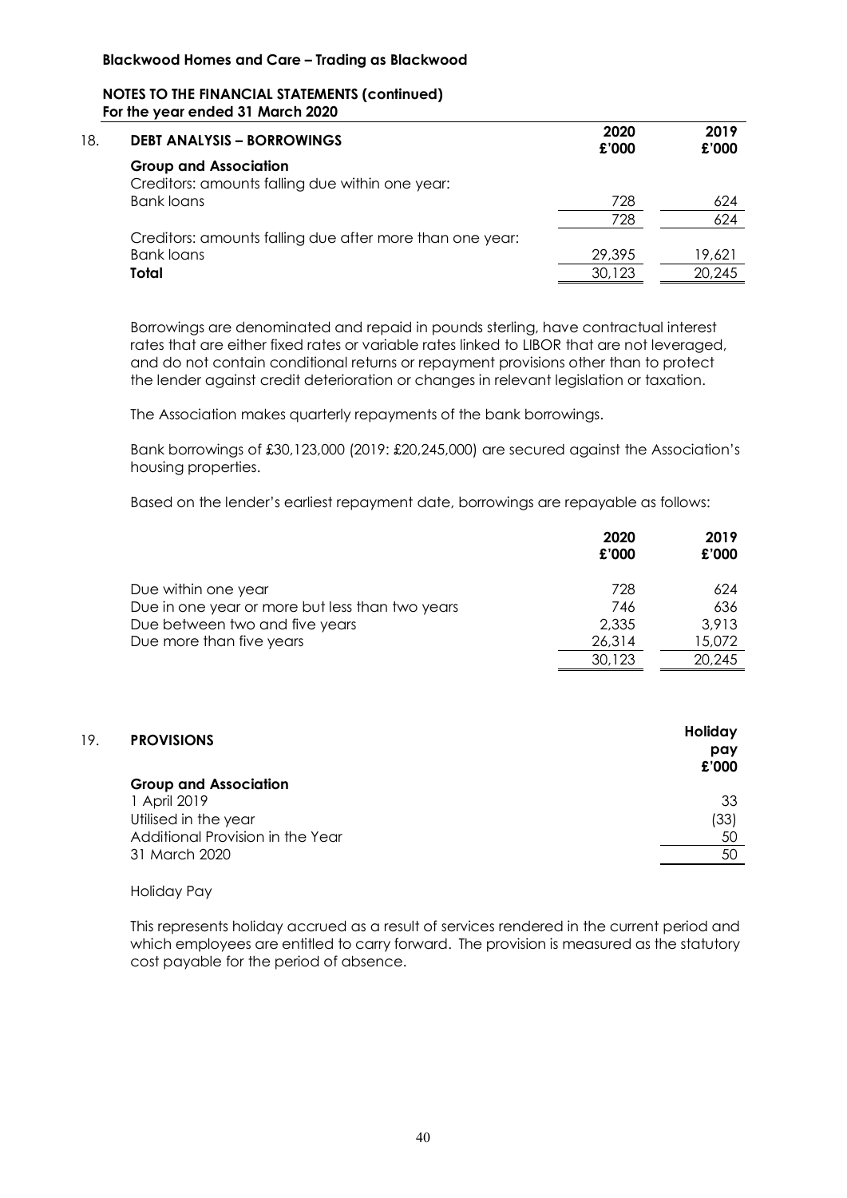**Blackwood Homes and Care – Trading as Blackwood**

**NOTES TO THE FINANCIAL STATEMENTS (continued)**
**For the year ended 31 March 2020**

## 18. DEBT ANALYSIS – BORROWINGS

| | 2020 £'000 | 2019 £'000 |
|---|---|---|
| **Group and Association** | | |
| Creditors: amounts falling due within one year: | | |
| Bank loans | 728 | 624 |
| | 728 | 624 |
| Creditors: amounts falling due after more than one year: | | |
| Bank loans | 29,395 | 19,621 |
| **Total** | 30,123 | 20,245 |

Borrowings are denominated and repaid in pounds sterling, have contractual interest rates that are either fixed rates or variable rates linked to LIBOR that are not leveraged, and do not contain conditional returns or repayment provisions other than to protect the lender against credit deterioration or changes in relevant legislation or taxation.

The Association makes quarterly repayments of the bank borrowings.

Bank borrowings of £30,123,000 (2019: £20,245,000) are secured against the Association's housing properties.

Based on the lender's earliest repayment date, borrowings are repayable as follows:

| | 2020 £'000 | 2019 £'000 |
|---|---|---|
| Due within one year | 728 | 624 |
| Due in one year or more but less than two years | 746 | 636 |
| Due between two and five years | 2,335 | 3,913 |
| Due more than five years | 26,314 | 15,072 |
| | 30,123 | 20,245 |

## 19. PROVISIONS

| | Holiday pay £'000 |
|---|---|
| **Group and Association** | |
| 1 April 2019 | 33 |
| Utilised in the year | (33) |
| Additional Provision in the Year | 50 |
| 31 March 2020 | 50 |

Holiday Pay

This represents holiday accrued as a result of services rendered in the current period and which employees are entitled to carry forward. The provision is measured as the statutory cost payable for the period of absence.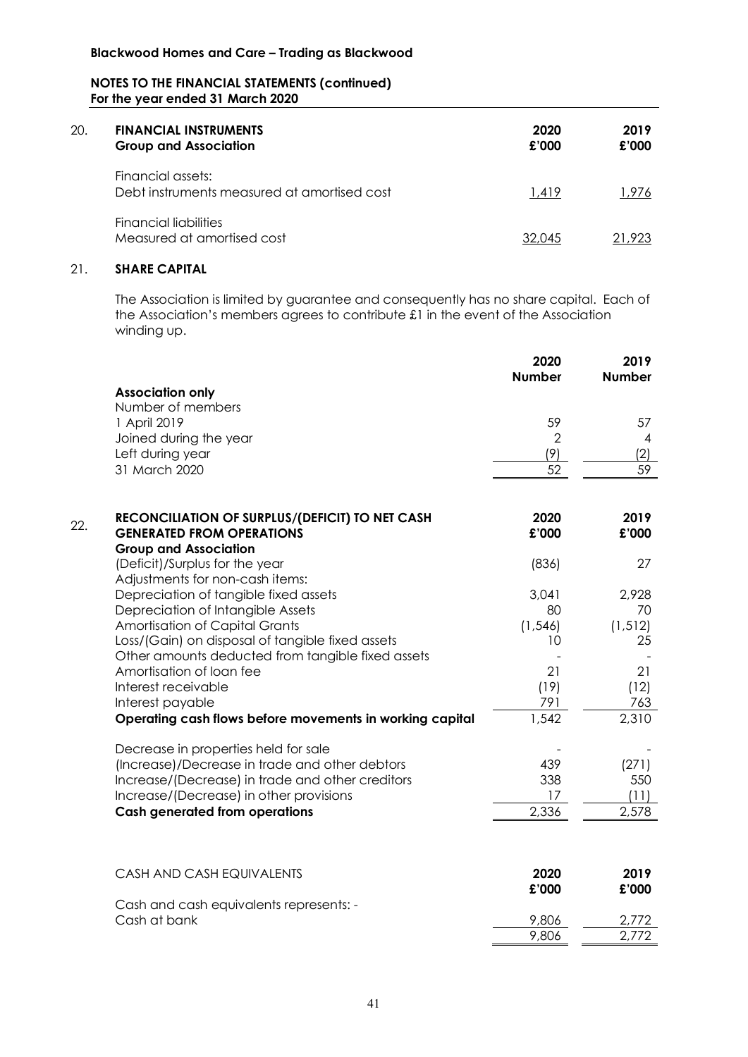**Blackwood Homes and Care – Trading as Blackwood**

**NOTES TO THE FINANCIAL STATEMENTS (continued)**
**For the year ended 31 March 2020**

## 20. FINANCIAL INSTRUMENTS

| **Group and Association** | **2020 £'000** | **2019 £'000** |
|---|---|---|
| Financial assets: | | |
| Debt instruments measured at amortised cost | 1,419 | 1,976 |
| Financial liabilities | | |
| Measured at amortised cost | 32,045 | 21,923 |

## 21. SHARE CAPITAL

The Association is limited by guarantee and consequently has no share capital. Each of the Association's members agrees to contribute £1 in the event of the Association winding up.

| | **2020 Number** | **2019 Number** |
|---|---|---|
| **Association only** | | |
| Number of members | | |
| 1 April 2019 | 59 | 57 |
| Joined during the year | 2 | 4 |
| Left during year | (9) | (2) |
| 31 March 2020 | 52 | 59 |

## 22. RECONCILIATION OF SURPLUS/(DEFICIT) TO NET CASH GENERATED FROM OPERATIONS

| **Group and Association** | **2020 £'000** | **2019 £'000** |
|---|---|---|
| (Deficit)/Surplus for the year | (836) | 27 |
| Adjustments for non-cash items: | | |
| Depreciation of tangible fixed assets | 3,041 | 2,928 |
| Depreciation of Intangible Assets | 80 | 70 |
| Amortisation of Capital Grants | (1,546) | (1,512) |
| Loss/(Gain) on disposal of tangible fixed assets | 10 | 25 |
| Other amounts deducted from tangible fixed assets | - | - |
| Amortisation of loan fee | 21 | 21 |
| Interest receivable | (19) | (12) |
| Interest payable | 791 | 763 |
| **Operating cash flows before movements in working capital** | 1,542 | 2,310 |
| Decrease in properties held for sale | - | - |
| (Increase)/Decrease in trade and other debtors | 439 | (271) |
| Increase/(Decrease) in trade and other creditors | 338 | 550 |
| Increase/(Decrease) in other provisions | 17 | (11) |
| **Cash generated from operations** | 2,336 | 2,578 |

| CASH AND CASH EQUIVALENTS | **2020 £'000** | **2019 £'000** |
|---|---|---|
| Cash and cash equivalents represents: - | | |
| Cash at bank | 9,806 | 2,772 |
| | 9,806 | 2,772 |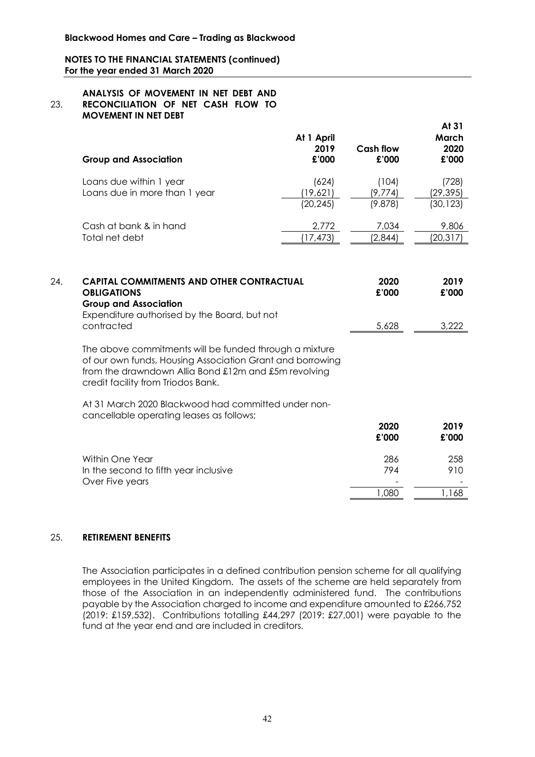**Blackwood Homes and Care – Trading as Blackwood**

**NOTES TO THE FINANCIAL STATEMENTS (continued)**
**For the year ended 31 March 2020**

## 23. ANALYSIS OF MOVEMENT IN NET DEBT AND RECONCILIATION OF NET CASH FLOW TO MOVEMENT IN NET DEBT

| Group and Association | At 1 April 2019 £'000 | Cash flow £'000 | At 31 March 2020 £'000 |
|---|---|---|---|
| Loans due within 1 year | (624) | (104) | (728) |
| Loans due in more than 1 year | (19,621) | (9,774) | (29,395) |
| | (20,245) | (9.878) | (30,123) |
| Cash at bank & in hand | 2,772 | 7,034 | 9,806 |
| Total net debt | (17,473) | (2,844) | (20,317) |

## 24. CAPITAL COMMITMENTS AND OTHER CONTRACTUAL OBLIGATIONS

| **Group and Association** | 2020 £'000 | 2019 £'000 |
|---|---|---|
| Expenditure authorised by the Board, but not contracted | 5,628 | 3,222 |

The above commitments will be funded through a mixture of our own funds, Housing Association Grant and borrowing from the drawndown Allia Bond £12m and £5m revolving credit facility from Triodos Bank.

At 31 March 2020 Blackwood had committed under non-cancellable operating leases as follows;

| | 2020 £'000 | 2019 £'000 |
|---|---|---|
| Within One Year | 286 | 258 |
| In the second to fifth year inclusive | 794 | 910 |
| Over Five years | - | - |
| | 1,080 | 1,168 |

## 25. RETIREMENT BENEFITS

The Association participates in a defined contribution pension scheme for all qualifying employees in the United Kingdom. The assets of the scheme are held separately from those of the Association in an independently administered fund. The contributions payable by the Association charged to income and expenditure amounted to £266,752 (2019: £159,532). Contributions totalling £44,297 (2019: £27,001) were payable to the fund at the year end and are included in creditors.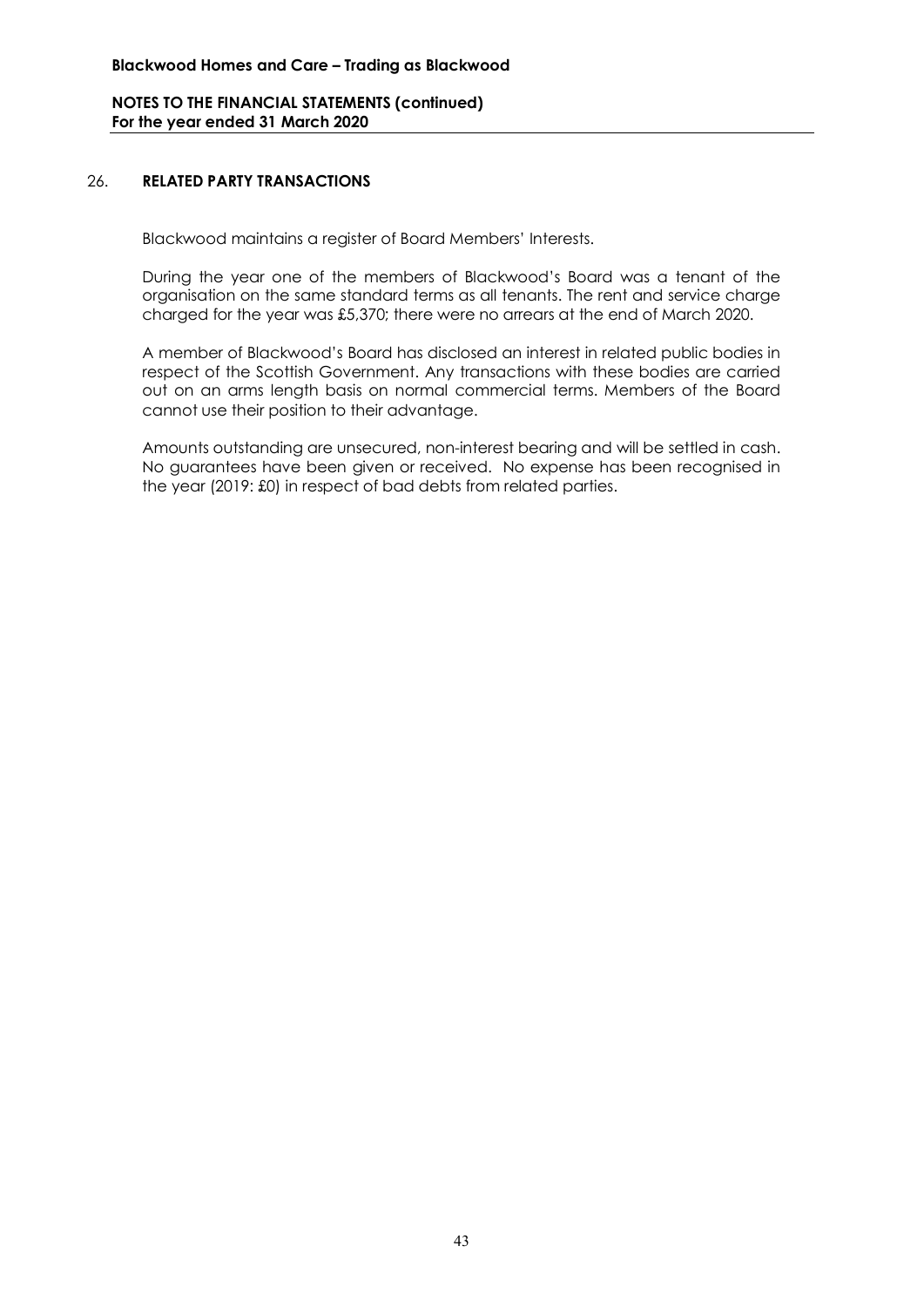## 26. RELATED PARTY TRANSACTIONS

Blackwood maintains a register of Board Members' Interests.

During the year one of the members of Blackwood's Board was a tenant of the organisation on the same standard terms as all tenants. The rent and service charge charged for the year was £5,370; there were no arrears at the end of March 2020.

A member of Blackwood's Board has disclosed an interest in related public bodies in respect of the Scottish Government. Any transactions with these bodies are carried out on an arms length basis on normal commercial terms. Members of the Board cannot use their position to their advantage.

Amounts outstanding are unsecured, non-interest bearing and will be settled in cash. No guarantees have been given or received. No expense has been recognised in the year (2019: £0) in respect of bad debts from related parties.